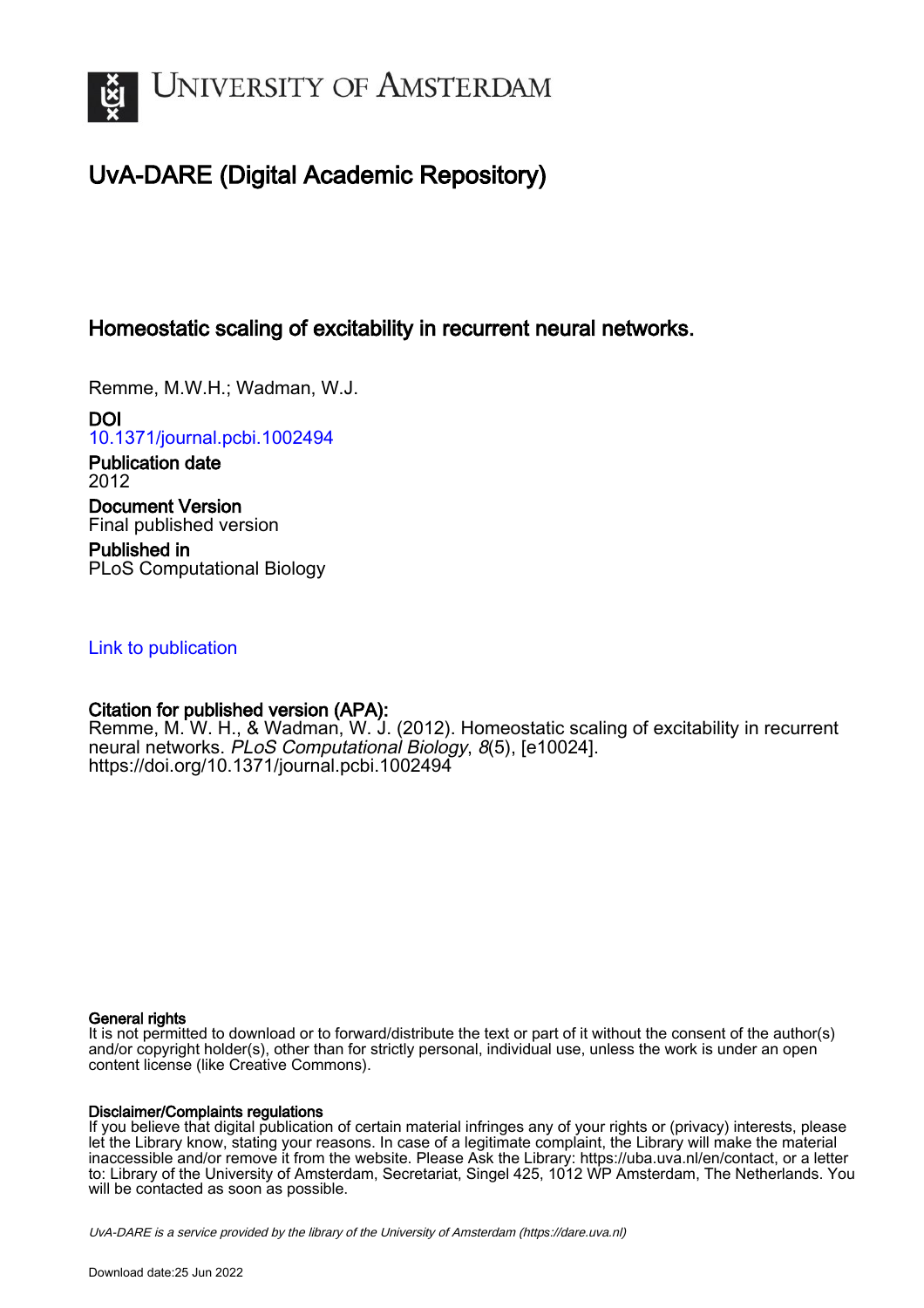# UvA-DARE (Digital Academic Repository)

## Homeostatic scaling of excitability in recurrent neural networks.

Remme, M.W.H.; Wadman, W.J.

**DOI**
10.1371/journal.pcbi.1002494

**Publication date**
2012

**Document Version**
Final published version

**Published in**
PLoS Computational Biology

Link to publication

**Citation for published version (APA):**
Remme, M. W. H., & Wadman, W. J. (2012). Homeostatic scaling of excitability in recurrent neural networks. *PLoS Computational Biology*, *8*(5), [e10024]. https://doi.org/10.1371/journal.pcbi.1002494

**General rights**
It is not permitted to download or to forward/distribute the text or part of it without the consent of the author(s) and/or copyright holder(s), other than for strictly personal, individual use, unless the work is under an open content license (like Creative Commons).

**Disclaimer/Complaints regulations**
If you believe that digital publication of certain material infringes any of your rights or (privacy) interests, please let the Library know, stating your reasons. In case of a legitimate complaint, the Library will make the material inaccessible and/or remove it from the website. Please Ask the Library: https://uba.uva.nl/en/contact, or a letter to: Library of the University of Amsterdam, Secretariat, Singel 425, 1012 WP Amsterdam, The Netherlands. You will be contacted as soon as possible.

*UvA-DARE is a service provided by the library of the University of Amsterdam (https://dare.uva.nl)*

Download date:25 Jun 2022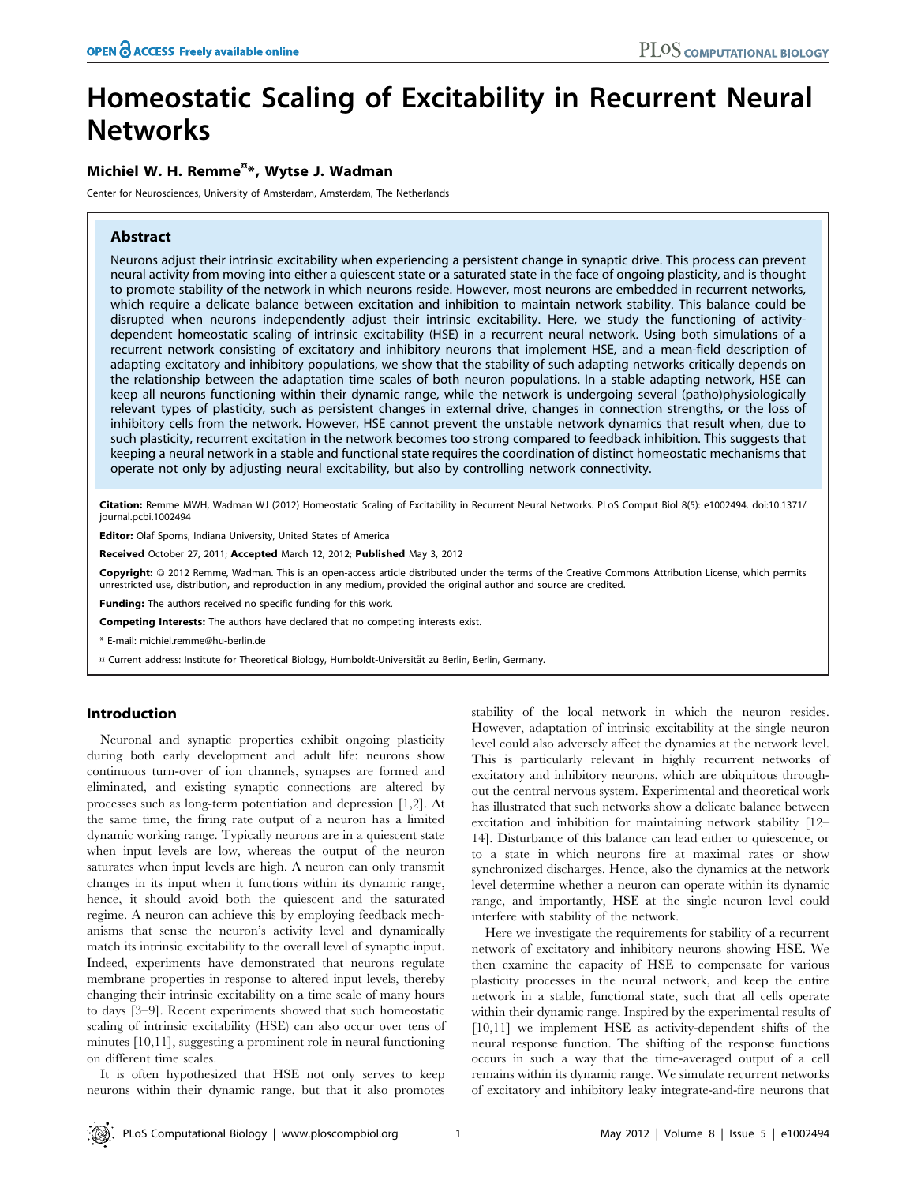# Homeostatic Scaling of Excitability in Recurrent Neural Networks

**Michiel W. H. Remme[¤]\*, Wytse J. Wadman**

Center for Neurosciences, University of Amsterdam, Amsterdam, The Netherlands

## Abstract

Neurons adjust their intrinsic excitability when experiencing a persistent change in synaptic drive. This process can prevent neural activity from moving into either a quiescent state or a saturated state in the face of ongoing plasticity, and is thought to promote stability of the network in which neurons reside. However, most neurons are embedded in recurrent networks, which require a delicate balance between excitation and inhibition to maintain network stability. This balance could be disrupted when neurons independently adjust their intrinsic excitability. Here, we study the functioning of activity-dependent homeostatic scaling of intrinsic excitability (HSE) in a recurrent neural network. Using both simulations of a recurrent network consisting of excitatory and inhibitory neurons that implement HSE, and a mean-field description of adapting excitatory and inhibitory populations, we show that the stability of such adapting networks critically depends on the relationship between the adaptation time scales of both neuron populations. In a stable adapting network, HSE can keep all neurons functioning within their dynamic range, while the network is undergoing several (patho)physiologically relevant types of plasticity, such as persistent changes in external drive, changes in connection strengths, or the loss of inhibitory cells from the network. However, HSE cannot prevent the unstable network dynamics that result when, due to such plasticity, recurrent excitation in the network becomes too strong compared to feedback inhibition. This suggests that keeping a neural network in a stable and functional state requires the coordination of distinct homeostatic mechanisms that operate not only by adjusting neural excitability, but also by controlling network connectivity.

**Citation:** Remme MWH, Wadman WJ (2012) Homeostatic Scaling of Excitability in Recurrent Neural Networks. PLoS Comput Biol 8(5): e1002494. doi:10.1371/journal.pcbi.1002494

**Editor:** Olaf Sporns, Indiana University, United States of America

**Received** October 27, 2011; **Accepted** March 12, 2012; **Published** May 3, 2012

**Copyright:** © 2012 Remme, Wadman. This is an open-access article distributed under the terms of the Creative Commons Attribution License, which permits unrestricted use, distribution, and reproduction in any medium, provided the original author and source are credited.

**Funding:** The authors received no specific funding for this work.

**Competing Interests:** The authors have declared that no competing interests exist.

\* E-mail: michiel.remme@hu-berlin.de

¤ Current address: Institute for Theoretical Biology, Humboldt-Universität zu Berlin, Berlin, Germany.

## Introduction

Neuronal and synaptic properties exhibit ongoing plasticity during both early development and adult life: neurons show continuous turn-over of ion channels, synapses are formed and eliminated, and existing synaptic connections are altered by processes such as long-term potentiation and depression [1,2]. At the same time, the firing rate output of a neuron has a limited dynamic working range. Typically neurons are in a quiescent state when input levels are low, whereas the output of the neuron saturates when input levels are high. A neuron can only transmit changes in its input when it functions within its dynamic range, hence, it should avoid both the quiescent and the saturated regime. A neuron can achieve this by employing feedback mechanisms that sense the neuron's activity level and dynamically match its intrinsic excitability to the overall level of synaptic input. Indeed, experiments have demonstrated that neurons regulate membrane properties in response to altered input levels, thereby changing their intrinsic excitability on a time scale of many hours to days [3–9]. Recent experiments showed that such homeostatic scaling of intrinsic excitability (HSE) can also occur over tens of minutes [10,11], suggesting a prominent role in neural functioning on different time scales.

It is often hypothesized that HSE not only serves to keep neurons within their dynamic range, but that it also promotes stability of the local network in which the neuron resides. However, adaptation of intrinsic excitability at the single neuron level could also adversely affect the dynamics at the network level. This is particularly relevant in highly recurrent networks of excitatory and inhibitory neurons, which are ubiquitous throughout the central nervous system. Experimental and theoretical work has illustrated that such networks show a delicate balance between excitation and inhibition for maintaining network stability [12–14]. Disturbance of this balance can lead either to quiescence, or to a state in which neurons fire at maximal rates or show synchronized discharges. Hence, also the dynamics at the network level determine whether a neuron can operate within its dynamic range, and importantly, HSE at the single neuron level could interfere with stability of the network.

Here we investigate the requirements for stability of a recurrent network of excitatory and inhibitory neurons showing HSE. We then examine the capacity of HSE to compensate for various plasticity processes in the neural network, and keep the entire network in a stable, functional state, such that all cells operate within their dynamic range. Inspired by the experimental results of [10,11] we implement HSE as activity-dependent shifts of the neural response function. The shifting of the response functions occurs in such a way that the time-averaged output of a cell remains within its dynamic range. We simulate recurrent networks of excitatory and inhibitory leaky integrate-and-fire neurons that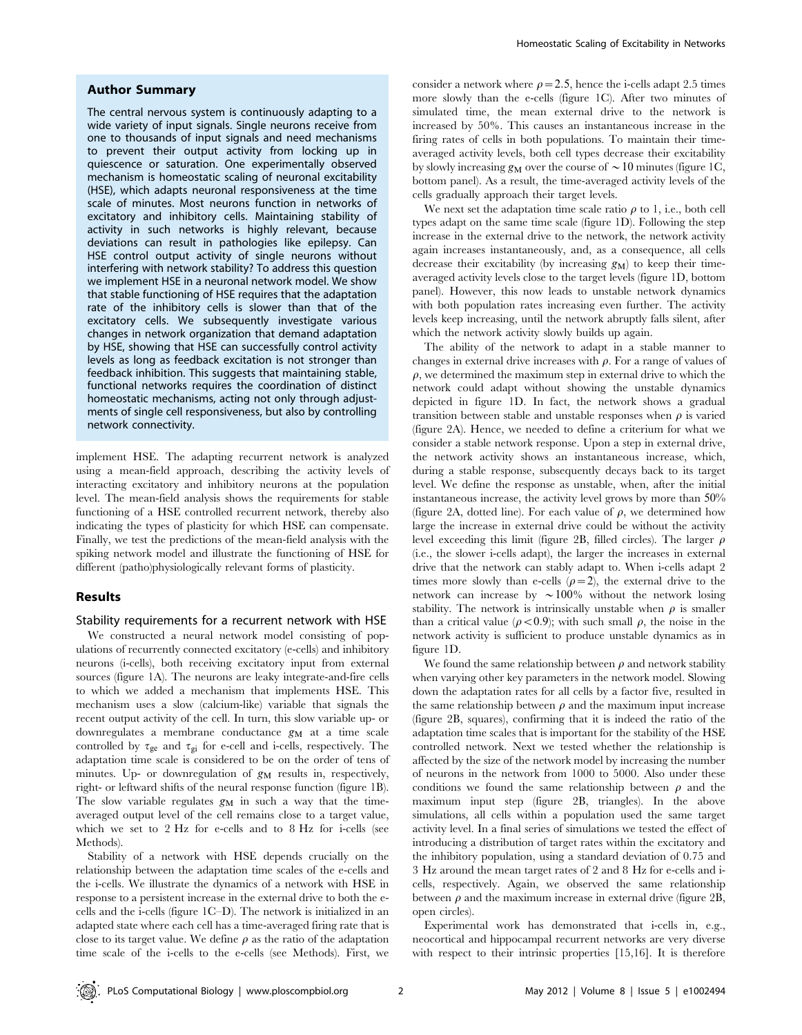## Author Summary

The central nervous system is continuously adapting to a wide variety of input signals. Single neurons receive from one to thousands of input signals and need mechanisms to prevent their output activity from locking up in quiescence or saturation. One experimentally observed mechanism is homeostatic scaling of neuronal excitability (HSE), which adapts neuronal responsiveness at the time scale of minutes. Most neurons function in networks of excitatory and inhibitory cells. Maintaining stability of activity in such networks is highly relevant, because deviations can result in pathologies like epilepsy. Can HSE control output activity of single neurons without interfering with network stability? To address this question we implement HSE in a neuronal network model. We show that stable functioning of HSE requires that the adaptation rate of the inhibitory cells is slower than that of the excitatory cells. We subsequently investigate various changes in network organization that demand adaptation by HSE, showing that HSE can successfully control activity levels as long as feedback excitation is not stronger than feedback inhibition. This suggests that maintaining stable, functional networks requires the coordination of distinct homeostatic mechanisms, acting not only through adjustments of single cell responsiveness, but also by controlling network connectivity.

implement HSE. The adapting recurrent network is analyzed using a mean-field approach, describing the activity levels of interacting excitatory and inhibitory neurons at the population level. The mean-field analysis shows the requirements for stable functioning of a HSE controlled recurrent network, thereby also indicating the types of plasticity for which HSE can compensate. Finally, we test the predictions of the mean-field analysis with the spiking network model and illustrate the functioning of HSE for different (patho)physiologically relevant forms of plasticity.

## Results

### Stability requirements for a recurrent network with HSE

We constructed a neural network model consisting of populations of recurrently connected excitatory (e-cells) and inhibitory neurons (i-cells), both receiving excitatory input from external sources (figure 1A). The neurons are leaky integrate-and-fire cells to which we added a mechanism that implements HSE. This mechanism uses a slow (calcium-like) variable that signals the recent output activity of the cell. In turn, this slow variable up- or downregulates a membrane conductance $g_M$ at a time scale controlled by $\tau_{ge}$ and $\tau_{gi}$ for e-cell and i-cells, respectively. The adaptation time scale is considered to be on the order of tens of minutes. Up- or downregulation of $g_M$ results in, respectively, right- or leftward shifts of the neural response function (figure 1B). The slow variable regulates $g_M$ in such a way that the time-averaged output level of the cell remains close to a target value, which we set to 2 Hz for e-cells and to 8 Hz for i-cells (see Methods).

Stability of a network with HSE depends crucially on the relationship between the adaptation time scales of the e-cells and the i-cells. We illustrate the dynamics of a network with HSE in response to a persistent increase in the external drive to both the e-cells and the i-cells (figure 1C–D). The network is initialized in an adapted state where each cell has a time-averaged firing rate that is close to its target value. We define $\rho$ as the ratio of the adaptation time scale of the i-cells to the e-cells (see Methods). First, we consider a network where $\rho = 2.5$, hence the i-cells adapt 2.5 times more slowly than the e-cells (figure 1C). After two minutes of simulated time, the mean external drive to the network is increased by 50%. This causes an instantaneous increase in the firing rates of cells in both populations. To maintain their time-averaged activity levels, both cell types decrease their excitability by slowly increasing $g_M$ over the course of $\sim 10$ minutes (figure 1C, bottom panel). As a result, the time-averaged activity levels of the cells gradually approach their target levels.

We next set the adaptation time scale ratio $\rho$ to 1, i.e., both cell types adapt on the same time scale (figure 1D). Following the step increase in the external drive to the network, the network activity again increases instantaneously, and, as a consequence, all cells decrease their excitability (by increasing $g_M$) to keep their time-averaged activity levels close to the target levels (figure 1D, bottom panel). However, this now leads to unstable network dynamics with both population rates increasing even further. The activity levels keep increasing, until the network abruptly falls silent, after which the network activity slowly builds up again.

The ability of the network to adapt in a stable manner to changes in external drive increases with $\rho$. For a range of values of $\rho$, we determined the maximum step in external drive to which the network could adapt without showing the unstable dynamics depicted in figure 1D. In fact, the network shows a gradual transition between stable and unstable responses when $\rho$ is varied (figure 2A). Hence, we needed to define a criterium for what we consider a stable network response. Upon a step in external drive, the network activity shows an instantaneous increase, which, during a stable response, subsequently decays back to its target level. We define the response as unstable, when, after the initial instantaneous increase, the activity level grows by more than 50% (figure 2A, dotted line). For each value of $\rho$, we determined how large the increase in external drive could be without the activity level exceeding this limit (figure 2B, filled circles). The larger $\rho$ (i.e., the slower i-cells adapt), the larger the increases in external drive that the network can stably adapt to. When i-cells adapt 2 times more slowly than e-cells ($\rho = 2$), the external drive to the network can increase by $\sim 100\%$ without the network losing stability. The network is intrinsically unstable when $\rho$ is smaller than a critical value ($\rho < 0.9$); with such small $\rho$, the noise in the network activity is sufficient to produce unstable dynamics as in figure 1D.

We found the same relationship between $\rho$ and network stability when varying other key parameters in the network model. Slowing down the adaptation rates for all cells by a factor five, resulted in the same relationship between $\rho$ and the maximum input increase (figure 2B, squares), confirming that it is indeed the ratio of the adaptation time scales that is important for the stability of the HSE controlled network. Next we tested whether the relationship is affected by the size of the network model by increasing the number of neurons in the network from 1000 to 5000. Also under these conditions we found the same relationship between $\rho$ and the maximum input step (figure 2B, triangles). In the above simulations, all cells within a population used the same target activity level. In a final series of simulations we tested the effect of introducing a distribution of target rates within the excitatory and the inhibitory population, using a standard deviation of 0.75 and 3 Hz around the mean target rates of 2 and 8 Hz for e-cells and i-cells, respectively. Again, we observed the same relationship between $\rho$ and the maximum increase in external drive (figure 2B, open circles).

Experimental work has demonstrated that i-cells in, e.g., neocortical and hippocampal recurrent networks are very diverse with respect to their intrinsic properties [15,16]. It is therefore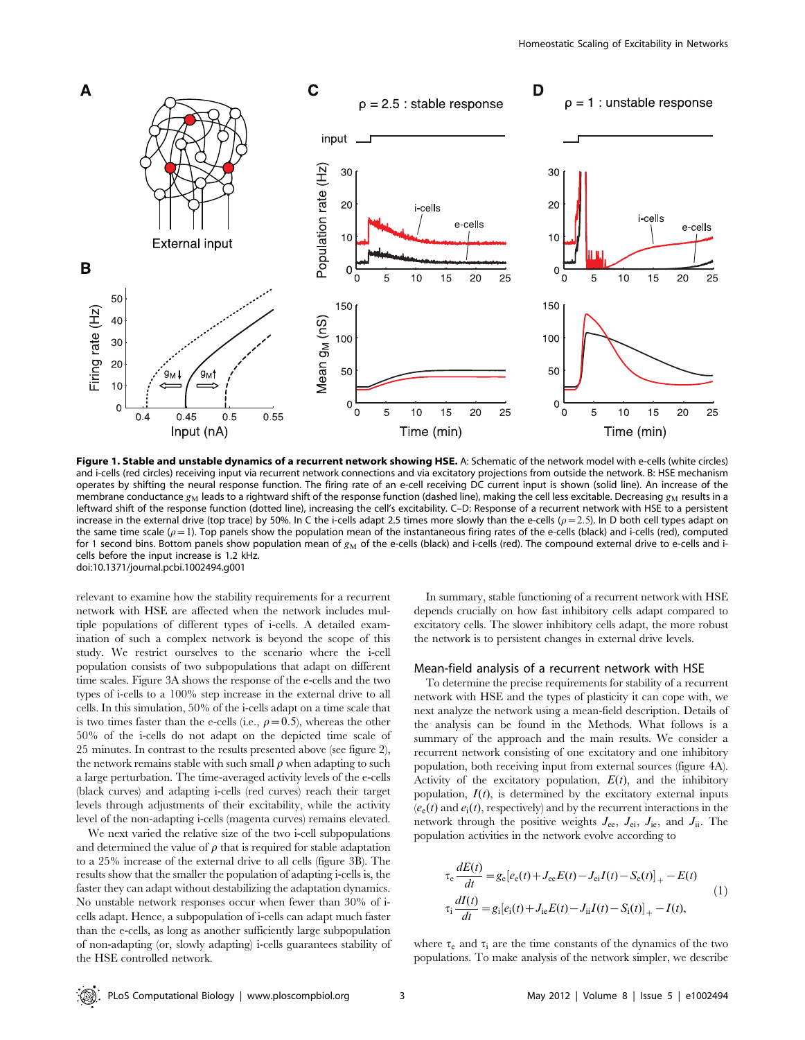Figure 1. Stable and unstable dynamics of a recurrent network showing HSE. A: Schematic of the network model with e-cells (white circles) and i-cells (red circles) receiving input via recurrent network connections and via excitatory projections from outside the network. B: HSE mechanism operates by shifting the neural response function. The firing rate of an e-cell receiving DC current input is shown (solid line). An increase of the membrane conductance $g_M$ leads to a rightward shift of the response function (dashed line), making the cell less excitable. Decreasing $g_M$ results in a leftward shift of the response function (dotted line), increasing the cell's excitability. C–D: Response of a recurrent network with HSE to a persistent increase in the external drive (top trace) by 50%. In C the i-cells adapt 2.5 times more slowly than the e-cells ($\rho = 2.5$). In D both cell types adapt on the same time scale ($\rho = 1$). Top panels show the population mean of the instantaneous firing rates of the e-cells (black) and i-cells (red), computed for 1 second bins. Bottom panels show population mean of $g_M$ of the e-cells (black) and i-cells (red). The compound external drive to e-cells and i-cells before the input increase is 1.2 kHz.
doi:10.1371/journal.pcbi.1002494.g001

relevant to examine how the stability requirements for a recurrent network with HSE are affected when the network includes multiple populations of different types of i-cells. A detailed examination of such a complex network is beyond the scope of this study. We restrict ourselves to the scenario where the i-cell population consists of two subpopulations that adapt on different time scales. Figure 3A shows the response of the e-cells and the two types of i-cells to a 100% step increase in the external drive to all cells. In this simulation, 50% of the i-cells adapt on a time scale that is two times faster than the e-cells (i.e., $\rho = 0.5$), whereas the other 50% of the i-cells do not adapt on the depicted time scale of 25 minutes. In contrast to the results presented above (see figure 2), the network remains stable with such small $\rho$ when adapting to such a large perturbation. The time-averaged activity levels of the e-cells (black curves) and adapting i-cells (red curves) reach their target levels through adjustments of their excitability, while the activity level of the non-adapting i-cells (magenta curves) remains elevated.

We next varied the relative size of the two i-cell subpopulations and determined the value of $\rho$ that is required for stable adaptation to a 25% increase of the external drive to all cells (figure 3B). The results show that the smaller the population of adapting i-cells is, the faster they can adapt without destabilizing the adaptation dynamics. No unstable network responses occur when fewer than 30% of i-cells adapt. Hence, a subpopulation of i-cells can adapt much faster than the e-cells, as long as another sufficiently large subpopulation of non-adapting (or, slowly adapting) i-cells guarantees stability of the HSE controlled network.

In summary, stable functioning of a recurrent network with HSE depends crucially on how fast inhibitory cells adapt compared to excitatory cells. The slower inhibitory cells adapt, the more robust the network is to persistent changes in external drive levels.

## Mean-field analysis of a recurrent network with HSE

To determine the precise requirements for stability of a recurrent network with HSE and the types of plasticity it can cope with, we next analyze the network using a mean-field description. Details of the analysis can be found in the Methods. What follows is a summary of the approach and the main results. We consider a recurrent network consisting of one excitatory and one inhibitory population, both receiving input from external sources (figure 4A). Activity of the excitatory population, $E(t)$, and the inhibitory population, $I(t)$, is determined by the excitatory external inputs ($e_e(t)$ and $e_i(t)$, respectively) and by the recurrent interactions in the network through the positive weights $J_{ee}$, $J_{ei}$, $J_{ie}$, and $J_{ii}$. The population activities in the network evolve according to

$$\tau_e \frac{dE(t)}{dt} = g_e[e_e(t) + J_{ee}E(t) - J_{ei}I(t) - S_e(t)]_+ - E(t)$$
$$\tau_i \frac{dI(t)}{dt} = g_i[e_i(t) + J_{ie}E(t) - J_{ii}I(t) - S_i(t)]_+ - I(t), \quad (1)$$

where $\tau_e$ and $\tau_i$ are the time constants of the dynamics of the two populations. To make analysis of the network simpler, we describe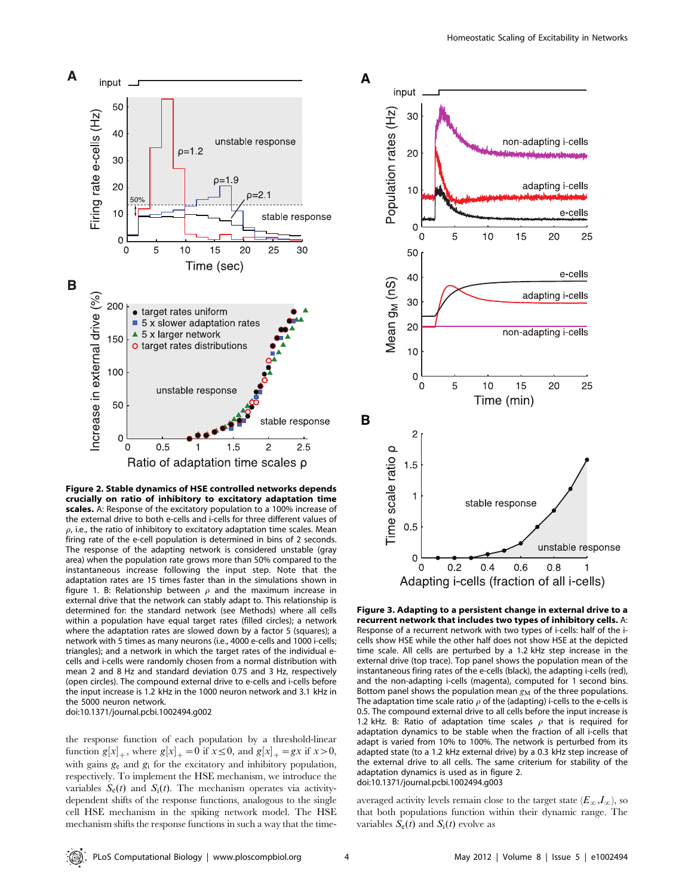**Figure 2. Stable dynamics of HSE controlled networks depends crucially on ratio of inhibitory to excitatory adaptation time scales.** A: Response of the excitatory population to a 100% increase of the external drive to both e-cells and i-cells for three different values of $\rho$, i.e., the ratio of inhibitory to excitatory adaptation time scales. Mean firing rate of the e-cell population is determined in bins of 2 seconds. The response of the adapting network is considered unstable (gray area) when the population rate grows more than 50% compared to the instantaneous increase following the input step. Note that the adaptation rates are 15 times faster than in the simulations shown in figure 1. B: Relationship between $\rho$ and the maximum increase in external drive that the network can stably adapt to. This relationship is determined for: the standard network (see Methods) where all cells within a population have equal target rates (filled circles); a network where the adaptation rates are slowed down by a factor 5 (squares); a network with 5 times as many neurons (i.e., 4000 e-cells and 1000 i-cells; triangles); and a network in which the target rates of the individual e-cells and i-cells were randomly chosen from a normal distribution with mean 2 and 8 Hz and standard deviation 0.75 and 3 Hz, respectively (open circles). The compound external drive to e-cells and i-cells before the input increase is 1.2 kHz in the 1000 neuron network and 3.1 kHz in the 5000 neuron network.
doi:10.1371/journal.pcbi.1002494.g002

the response function of each population by a threshold-linear function $g[x]_+$, where $g[x]_+ = 0$ if $x \leq 0$, and $g[x]_+ = gx$ if $x > 0$, with gains $g_e$ and $g_i$ for the excitatory and inhibitory population, respectively. To implement the HSE mechanism, we introduce the variables $S_e(t)$ and $S_i(t)$. The mechanism operates via activity-dependent shifts of the response functions, analogous to the single cell HSE mechanism in the spiking network model. The HSE mechanism shifts the response functions in such a way that the time-averaged activity levels remain close to the target state $(E_\infty, I_\infty)$, so that both populations function within their dynamic range. The variables $S_e(t)$ and $S_i(t)$ evolve as

**Figure 3. Adapting to a persistent change in external drive to a recurrent network that includes two types of inhibitory cells.** A: Response of a recurrent network with two types of i-cells: half of the i-cells show HSE while the other half does not show HSE at the depicted time scale. All cells are perturbed by a 1.2 kHz step increase in the external drive (top trace). Top panel shows the population mean of the instantaneous firing rates of the e-cells (black), the adapting i-cells (red), and the non-adapting i-cells (magenta), computed for 1 second bins. Bottom panel shows the population mean $g_M$ of the three populations. The adaptation time scale ratio $\rho$ of the (adapting) i-cells to the e-cells is 0.5. The compound external drive to all cells before the input increase is 1.2 kHz. B: Ratio of adaptation time scales $\rho$ that is required for adaptation dynamics to be stable when the fraction of all i-cells that adapt is varied from 10% to 100%. The network is perturbed from its adapted state (to a 1.2 kHz external drive) by a 0.3 kHz step increase of the external drive to all cells. The same criterium for stability of the adaptation dynamics is used as in figure 2.
doi:10.1371/journal.pcbi.1002494.g003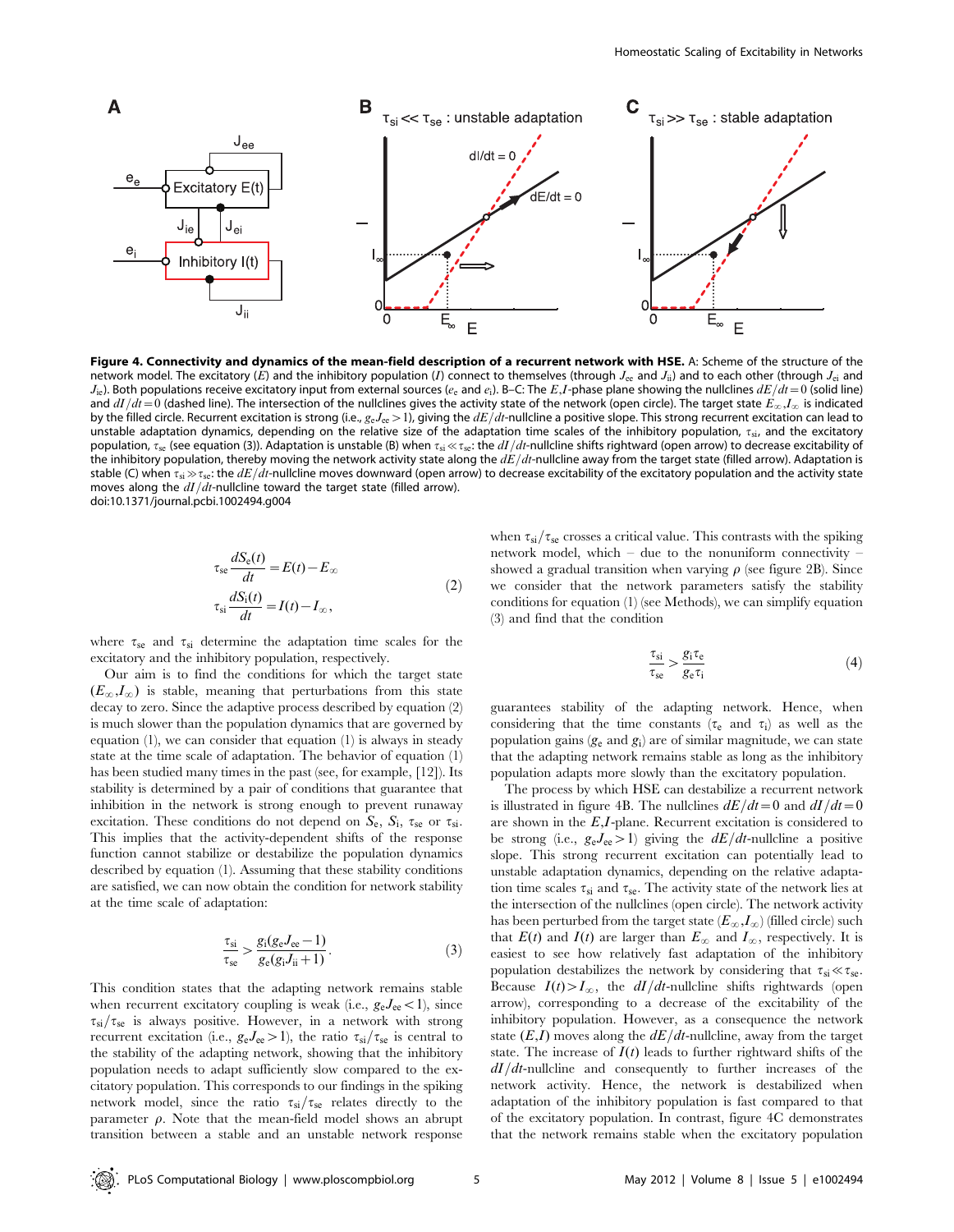**Figure 4. Connectivity and dynamics of the mean-field description of a recurrent network with HSE.** A: Scheme of the structure of the network model. The excitatory ($E$) and the inhibitory population ($I$) connect to themselves (through $J_{ee}$ and $J_{ii}$) and to each other (through $J_{ei}$ and $J_{ie}$). Both populations receive excitatory input from external sources ($e_e$ and $e_i$). B–C: The $E$,$I$-phase plane showing the nullclines $dE/dt=0$ (solid line) and $dI/dt=0$ (dashed line). The intersection of the nullclines gives the activity state of the network (open circle). The target state $E_\infty$,$I_\infty$ is indicated by the filled circle. Recurrent excitation is strong (i.e., $g_e J_{ee}>1$), giving the $dE/dt$-nullcline a positive slope. This strong recurrent excitation can lead to unstable adaptation dynamics, depending on the relative size of the adaptation time scales of the inhibitory population, $\tau_{si}$, and the excitatory population, $\tau_{se}$ (see equation (3)). Adaptation is unstable (B) when $\tau_{si} \ll \tau_{se}$: the $dI/dt$-nullcline shifts rightward (open arrow) to decrease excitability of the inhibitory population, thereby moving the network activity state along the $dE/dt$-nullcline away from the target state (filled arrow). Adaptation is stable (C) when $\tau_{si} \gg \tau_{se}$: the $dE/dt$-nullcline moves downward (open arrow) to decrease excitability of the excitatory population and the activity state moves along the $dI/dt$-nullcline toward the target state (filled arrow).
doi:10.1371/journal.pcbi.1002494.g004

$$\tau_{se}\frac{dS_e(t)}{dt}=E(t)-E_\infty$$
$$\tau_{si}\frac{dS_i(t)}{dt}=I(t)-I_\infty, \tag{2}$$

where $\tau_{se}$ and $\tau_{si}$ determine the adaptation time scales for the excitatory and the inhibitory population, respectively.

Our aim is to find the conditions for which the target state ($E_\infty$,$I_\infty$) is stable, meaning that perturbations from this state decay to zero. Since the adaptive process described by equation (2) is much slower than the population dynamics that are governed by equation (1), we can consider that equation (1) is always in steady state at the time scale of adaptation. The behavior of equation (1) has been studied many times in the past (see, for example, [12]). Its stability is determined by a pair of conditions that guarantee that inhibition in the network is strong enough to prevent runaway excitation. These conditions do not depend on $S_e$, $S_i$, $\tau_{se}$ or $\tau_{si}$. This implies that the activity-dependent shifts of the response function cannot stabilize or destabilize the population dynamics described by equation (1). Assuming that these stability conditions are satisfied, we can now obtain the condition for network stability at the time scale of adaptation:

$$\frac{\tau_{si}}{\tau_{se}}>\frac{g_i(g_e J_{ee}-1)}{g_e(g_i J_{ii}+1)}. \tag{3}$$

This condition states that the adapting network remains stable when recurrent excitatory coupling is weak (i.e., $g_e J_{ee}<1$), since $\tau_{si}/\tau_{se}$ is always positive. However, in a network with strong recurrent excitation (i.e., $g_e J_{ee}>1$), the ratio $\tau_{si}/\tau_{se}$ is central to the stability of the adapting network, showing that the inhibitory population needs to adapt sufficiently slow compared to the excitatory population. This corresponds to our findings in the spiking network model, since the ratio $\tau_{si}/\tau_{se}$ relates directly to the parameter $\rho$. Note that the mean-field model shows an abrupt transition between a stable and an unstable network response when $\tau_{si}/\tau_{se}$ crosses a critical value. This contrasts with the spiking network model, which – due to the nonuniform connectivity – showed a gradual transition when varying $\rho$ (see figure 2B). Since we consider that the network parameters satisfy the stability conditions for equation (1) (see Methods), we can simplify equation (3) and find that the condition

$$\frac{\tau_{si}}{\tau_{se}}>\frac{g_i\tau_e}{g_e\tau_i} \tag{4}$$

guarantees stability of the adapting network. Hence, when considering that the time constants ($\tau_e$ and $\tau_i$) as well as the population gains ($g_e$ and $g_i$) are of similar magnitude, we can state that the adapting network remains stable as long as the inhibitory population adapts more slowly than the excitatory population.

The process by which HSE can destabilize a recurrent network is illustrated in figure 4B. The nullclines $dE/dt=0$ and $dI/dt=0$ are shown in the $E$,$I$-plane. Recurrent excitation is considered to be strong (i.e., $g_e J_{ee}>1$) giving the $dE/dt$-nullcline a positive slope. This strong recurrent excitation can potentially lead to unstable adaptation dynamics, depending on the relative adaptation time scales $\tau_{si}$ and $\tau_{se}$. The activity state of the network lies at the intersection of the nullclines (open circle). The network activity has been perturbed from the target state ($E_\infty$,$I_\infty$) (filled circle) such that $E(t)$ and $I(t)$ are larger than $E_\infty$ and $I_\infty$, respectively. It is easiest to see how relatively fast adaptation of the inhibitory population destabilizes the network by considering that $\tau_{si} \ll \tau_{se}$. Because $I(t)>I_\infty$, the $dI/dt$-nullcline shifts rightwards (open arrow), corresponding to a decrease of the excitability of the inhibitory population. However, as a consequence the network state ($E$,$I$) moves along the $dE/dt$-nullcline, away from the target state. The increase of $I(t)$ leads to further rightward shifts of the $dI/dt$-nullcline and consequently to further increases of the network activity. Hence, the network is destabilized when adaptation of the inhibitory population is fast compared to that of the excitatory population. In contrast, figure 4C demonstrates that the network remains stable when the excitatory population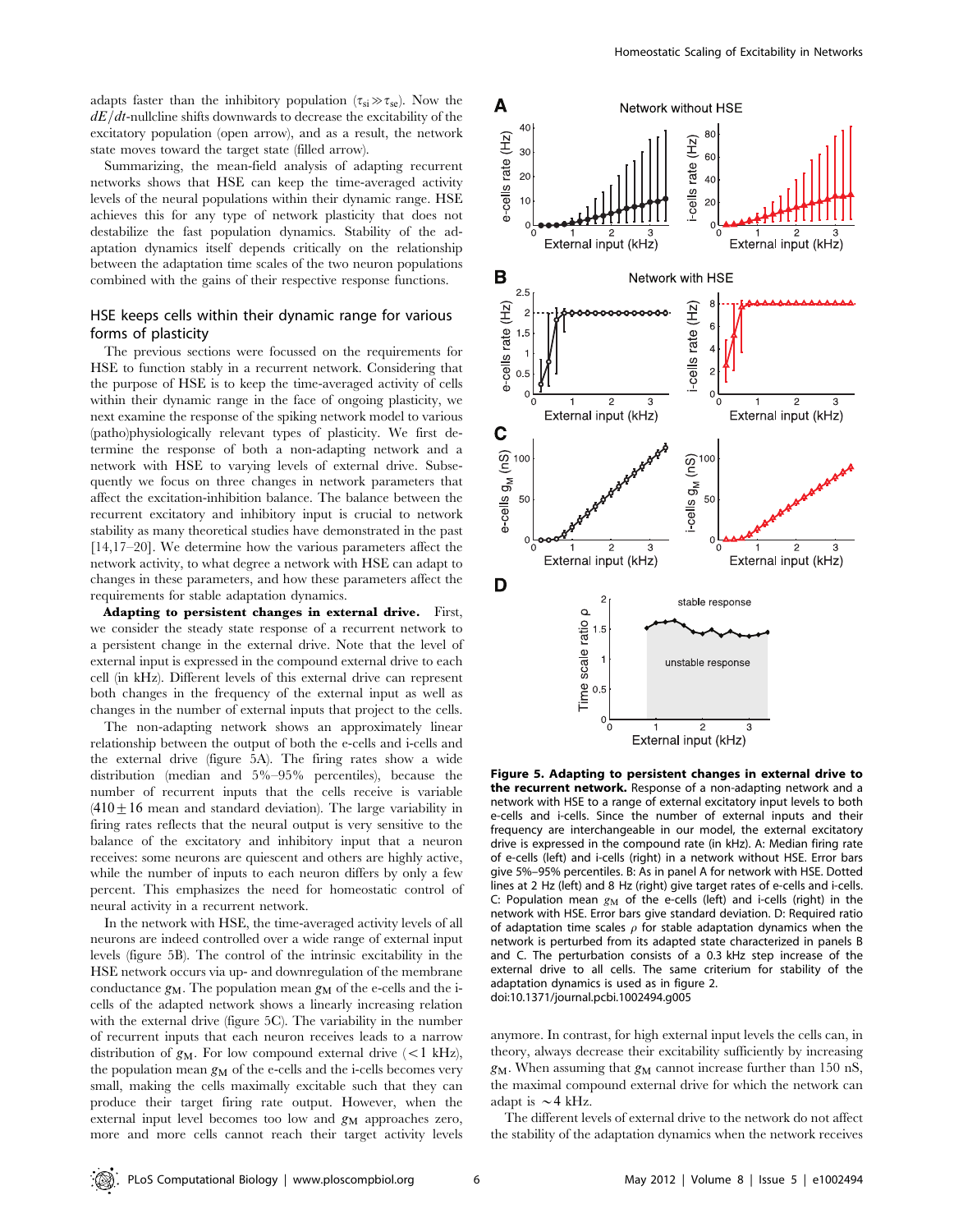adapts faster than the inhibitory population ($\tau_{si} \gg \tau_{se}$). Now the $dE/dt$-nullcline shifts downwards to decrease the excitability of the excitatory population (open arrow), and as a result, the network state moves toward the target state (filled arrow).

Summarizing, the mean-field analysis of adapting recurrent networks shows that HSE can keep the time-averaged activity levels of the neural populations within their dynamic range. HSE achieves this for any type of network plasticity that does not destabilize the fast population dynamics. Stability of the adaptation dynamics itself depends critically on the relationship between the adaptation time scales of the two neuron populations combined with the gains of their respective response functions.

## HSE keeps cells within their dynamic range for various forms of plasticity

The previous sections were focussed on the requirements for HSE to function stably in a recurrent network. Considering that the purpose of HSE is to keep the time-averaged activity of cells within their dynamic range in the face of ongoing plasticity, we next examine the response of the spiking network model to various (patho)physiologically relevant types of plasticity. We first determine the response of both a non-adapting network and a network with HSE to varying levels of external drive. Subsequently we focus on three changes in network parameters that affect the excitation-inhibition balance. The balance between the recurrent excitatory and inhibitory input is crucial to network stability as many theoretical studies have demonstrated in the past [14,17–20]. We determine how the various parameters affect the network activity, to what degree a network with HSE can adapt to changes in these parameters, and how these parameters affect the requirements for stable adaptation dynamics.

**Adapting to persistent changes in external drive.** First, we consider the steady state response of a recurrent network to a persistent change in the external drive. Note that the level of external input is expressed in the compound external drive to each cell (in kHz). Different levels of this external drive can represent both changes in the frequency of the external input as well as changes in the number of external inputs that project to the cells.

The non-adapting network shows an approximately linear relationship between the output of both the e-cells and i-cells and the external drive (figure 5A). The firing rates show a wide distribution (median and 5%–95% percentiles), because the number of recurrent inputs that the cells receive is variable ($410 \pm 16$ mean and standard deviation). The large variability in firing rates reflects that the neural output is very sensitive to the balance of the excitatory and inhibitory input that a neuron receives: some neurons are quiescent and others are highly active, while the number of inputs to each neuron differs by only a few percent. This emphasizes the need for homeostatic control of neural activity in a recurrent network.

In the network with HSE, the time-averaged activity levels of all neurons are indeed controlled over a wide range of external input levels (figure 5B). The control of the intrinsic excitability in the HSE network occurs via up- and downregulation of the membrane conductance $g_M$. The population mean $g_M$ of the e-cells and the i-cells of the adapted network shows a linearly increasing relation with the external drive (figure 5C). The variability in the number of recurrent inputs that each neuron receives leads to a narrow distribution of $g_M$. For low compound external drive ($<1$ kHz), the population mean $g_M$ of the e-cells and the i-cells becomes very small, making the cells maximally excitable such that they can produce their target firing rate output. However, when the external input level becomes too low and $g_M$ approaches zero, more and more cells cannot reach their target activity levels

A
Network without HSE
e-cells rate (Hz)
i-cells rate (Hz)
External input (kHz)
B
Network with HSE
C
e-cells $g_M$ (nS)
i-cells $g_M$ (nS)
D
stable response
unstable response
Time scale ratio ρ
External input (kHz)

**Figure 5. Adapting to persistent changes in external drive to the recurrent network.** Response of a non-adapting network and a network with HSE to a range of external excitatory input levels to both e-cells and i-cells. Since the number of external inputs and their frequency are interchangeable in our model, the external excitatory drive is expressed in the compound rate (in kHz). A: Median firing rate of e-cells (left) and i-cells (right) in a network without HSE. Error bars give 5%–95% percentiles. B: As in panel A for network with HSE. Dotted lines at 2 Hz (left) and 8 Hz (right) give target rates of e-cells and i-cells. C: Population mean $g_M$ of the e-cells (left) and i-cells (right) in the network with HSE. Error bars give standard deviation. D: Required ratio of adaptation time scales $\rho$ for stable adaptation dynamics when the network is perturbed from its adapted state characterized in panels B and C. The perturbation consists of a 0.3 kHz step increase of the external drive to all cells. The same criterium for stability of the adaptation dynamics is used as in figure 2.
doi:10.1371/journal.pcbi.1002494.g005

anymore. In contrast, for high external input levels the cells can, in theory, always decrease their excitability sufficiently by increasing $g_M$. When assuming that $g_M$ cannot increase further than 150 nS, the maximal compound external drive for which the network can adapt is $\sim 4$ kHz.

The different levels of external drive to the network do not affect the stability of the adaptation dynamics when the network receives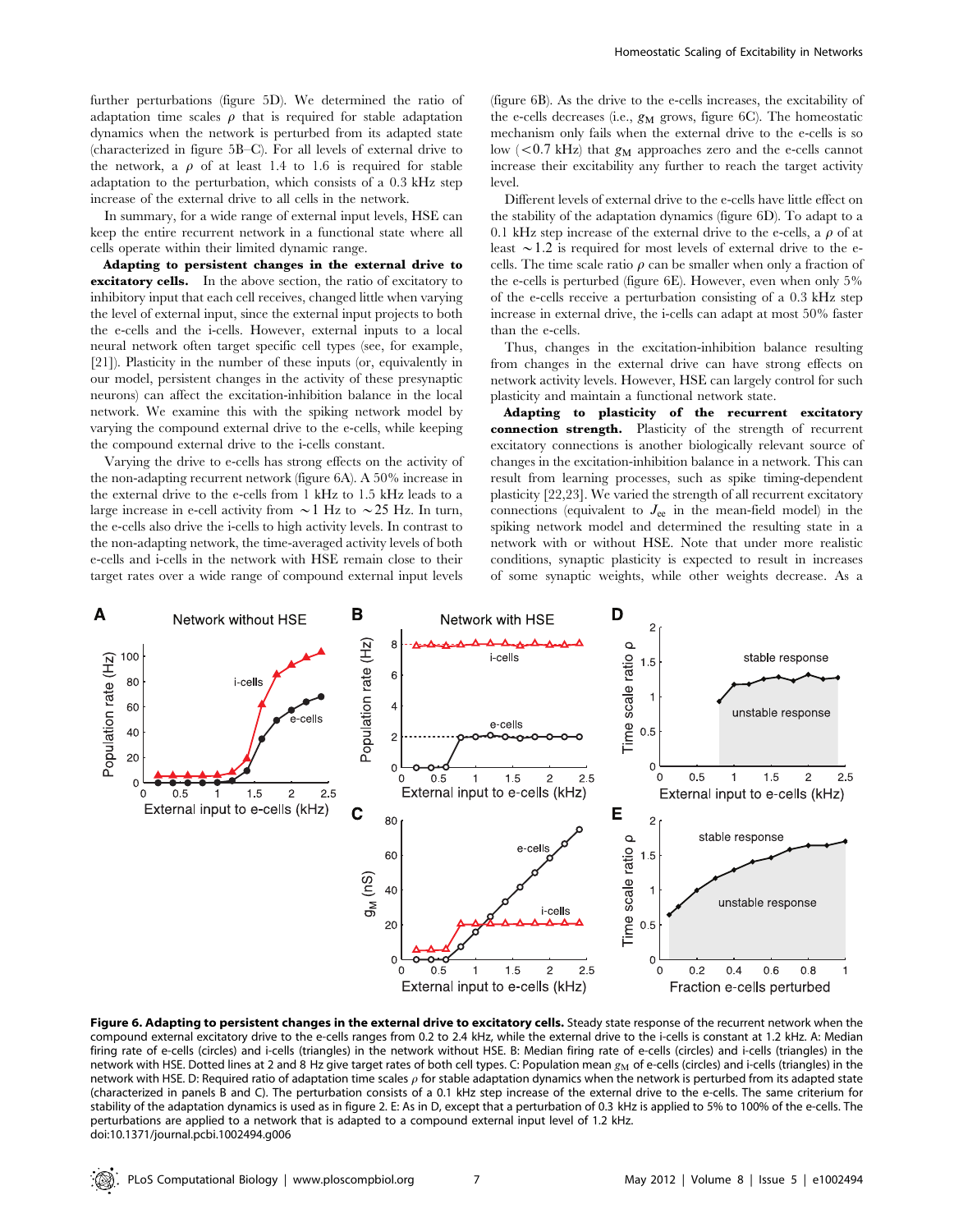further perturbations (figure 5D). We determined the ratio of adaptation time scales $\rho$ that is required for stable adaptation dynamics when the network is perturbed from its adapted state (characterized in figure 5B–C). For all levels of external drive to the network, a $\rho$ of at least 1.4 to 1.6 is required for stable adaptation to the perturbation, which consists of a 0.3 kHz step increase of the external drive to all cells in the network.

In summary, for a wide range of external input levels, HSE can keep the entire recurrent network in a functional state where all cells operate within their limited dynamic range.

**Adapting to persistent changes in the external drive to excitatory cells.** In the above section, the ratio of excitatory to inhibitory input that each cell receives, changed little when varying the level of external input, since the external input projects to both the e-cells and the i-cells. However, external inputs to a local neural network often target specific cell types (see, for example, [21]). Plasticity in the number of these inputs (or, equivalently in our model, persistent changes in the activity of these presynaptic neurons) can affect the excitation-inhibition balance in the local network. We examine this with the spiking network model by varying the compound external drive to the e-cells, while keeping the compound external drive to the i-cells constant.

Varying the drive to e-cells has strong effects on the activity of the non-adapting recurrent network (figure 6A). A 50% increase in the external drive to the e-cells from 1 kHz to 1.5 kHz leads to a large increase in e-cell activity from $\sim$1 Hz to $\sim$25 Hz. In turn, the e-cells also drive the i-cells to high activity levels. In contrast to the non-adapting network, the time-averaged activity levels of both e-cells and i-cells in the network with HSE remain close to their target rates over a wide range of compound external input levels (figure 6B). As the drive to the e-cells increases, the excitability of the e-cells decreases (i.e., $g_{\mathrm{M}}$ grows, figure 6C). The homeostatic mechanism only fails when the external drive to the e-cells is so low ($<$0.7 kHz) that $g_{\mathrm{M}}$ approaches zero and the e-cells cannot increase their excitability any further to reach the target activity level.

Different levels of external drive to the e-cells have little effect on the stability of the adaptation dynamics (figure 6D). To adapt to a 0.1 kHz step increase of the external drive to the e-cells, a $\rho$ of at least $\sim$1.2 is required for most levels of external drive to the e-cells. The time scale ratio $\rho$ can be smaller when only a fraction of the e-cells is perturbed (figure 6E). However, even when only 5% of the e-cells receive a perturbation consisting of a 0.3 kHz step increase in external drive, the i-cells can adapt at most 50% faster than the e-cells.

Thus, changes in the excitation-inhibition balance resulting from changes in the external drive can have strong effects on network activity levels. However, HSE can largely control for such plasticity and maintain a functional network state.

**Adapting to plasticity of the recurrent excitatory connection strength.** Plasticity of the strength of recurrent excitatory connections is another biologically relevant source of changes in the excitation-inhibition balance in a network. This can result from learning processes, such as spike timing-dependent plasticity [22,23]. We varied the strength of all recurrent excitatory connections (equivalent to $J_{\mathrm{ee}}$ in the mean-field model) in the spiking network model and determined the resulting state in a network with or without HSE. Note that under more realistic conditions, synaptic plasticity is expected to result in increases of some synaptic weights, while other weights decrease. As a

**Figure 6. Adapting to persistent changes in the external drive to excitatory cells.** Steady state response of the recurrent network when the compound external excitatory drive to the e-cells ranges from 0.2 to 2.4 kHz, while the external drive to the i-cells is constant at 1.2 kHz. A: Median firing rate of e-cells (circles) and i-cells (triangles) in the network without HSE. B: Median firing rate of e-cells (circles) and i-cells (triangles) in the network with HSE. Dotted lines at 2 and 8 Hz give target rates of both cell types. C: Population mean $g_{\mathrm{M}}$ of e-cells (circles) and i-cells (triangles) in the network with HSE. D: Required ratio of adaptation time scales $\rho$ for stable adaptation dynamics when the network is perturbed from its adapted state (characterized in panels B and C). The perturbation consists of a 0.1 kHz step increase of the external drive to the e-cells. The same criterium for stability of the adaptation dynamics is used as in figure 2. E: As in D, except that a perturbation of 0.3 kHz is applied to 5% to 100% of the e-cells. The perturbations are applied to a network that is adapted to a compound external input level of 1.2 kHz.
doi:10.1371/journal.pcbi.1002494.g006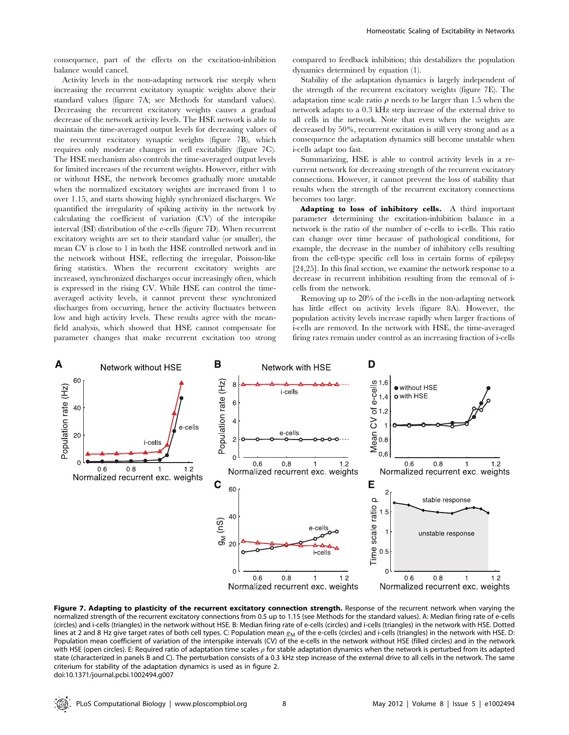consequence, part of the effects on the excitation-inhibition balance would cancel.

Activity levels in the non-adapting network rise steeply when increasing the recurrent excitatory synaptic weights above their standard values (figure 7A; see Methods for standard values). Decreasing the recurrent excitatory weights causes a gradual decrease of the network activity levels. The HSE network is able to maintain the time-averaged output levels for decreasing values of the recurrent excitatory synaptic weights (figure 7B), which requires only moderate changes in cell excitability (figure 7C). The HSE mechanism also controls the time-averaged output levels for limited increases of the recurrent weights. However, either with or without HSE, the network becomes gradually more unstable when the normalized excitatory weights are increased from 1 to over 1.15, and starts showing highly synchronized discharges. We quantified the irregularity of spiking activity in the network by calculating the coefficient of variation (CV) of the interspike interval (ISI) distribution of the e-cells (figure 7D). When recurrent excitatory weights are set to their standard value (or smaller), the mean CV is close to 1 in both the HSE controlled network and in the network without HSE, reflecting the irregular, Poisson-like firing statistics. When the recurrent excitatory weights are increased, synchronized discharges occur increasingly often, which is expressed in the rising CV. While HSE can control the time-averaged activity levels, it cannot prevent these synchronized discharges from occurring, hence the activity fluctuates between low and high activity levels. These results agree with the mean-field analysis, which showed that HSE cannot compensate for parameter changes that make recurrent excitation too strong compared to feedback inhibition; this destabilizes the population dynamics determined by equation (1).

Stability of the adaptation dynamics is largely independent of the strength of the recurrent excitatory weights (figure 7E). The adaptation time scale ratio $\rho$ needs to be larger than 1.5 when the network adapts to a 0.3 kHz step increase of the external drive to all cells in the network. Note that even when the weights are decreased by 50%, recurrent excitation is still very strong and as a consequence the adaptation dynamics still become unstable when i-cells adapt too fast.

Summarizing, HSE is able to control activity levels in a recurrent network for decreasing strength of the recurrent excitatory connections. However, it cannot prevent the loss of stability that results when the strength of the recurrent excitatory connections becomes too large.

**Adapting to loss of inhibitory cells.** A third important parameter determining the excitation-inhibition balance in a network is the ratio of the number of e-cells to i-cells. This ratio can change over time because of pathological conditions, for example, the decrease in the number of inhibitory cells resulting from the cell-type specific cell loss in certain forms of epilepsy [24,25]. In this final section, we examine the network response to a decrease in recurrent inhibition resulting from the removal of i-cells from the network.

Removing up to 20% of the i-cells in the non-adapting network has little effect on activity levels (figure 8A). However, the population activity levels increase rapidly when larger fractions of i-cells are removed. In the network with HSE, the time-averaged firing rates remain under control as an increasing fraction of i-cells

**Figure 7. Adapting to plasticity of the recurrent excitatory connection strength.** Response of the recurrent network when varying the normalized strength of the recurrent excitatory connections from 0.5 up to 1.15 (see Methods for the standard values). A: Median firing rate of e-cells (circles) and i-cells (triangles) in the network without HSE. B: Median firing rate of e-cells (circles) and i-cells (triangles) in the network with HSE. Dotted lines at 2 and 8 Hz give target rates of both cell types. C: Population mean $g_M$ of the e-cells (circles) and i-cells (triangles) in the network with HSE. D: Population mean coefficient of variation of the interspike intervals (CV) of the e-cells in the network without HSE (filled circles) and in the network with HSE (open circles). E: Required ratio of adaptation time scales $\rho$ for stable adaptation dynamics when the network is perturbed from its adapted state (characterized in panels B and C). The perturbation consists of a 0.3 kHz step increase of the external drive to all cells in the network. The same criterium for stability of the adaptation dynamics is used as in figure 2.
doi:10.1371/journal.pcbi.1002494.g007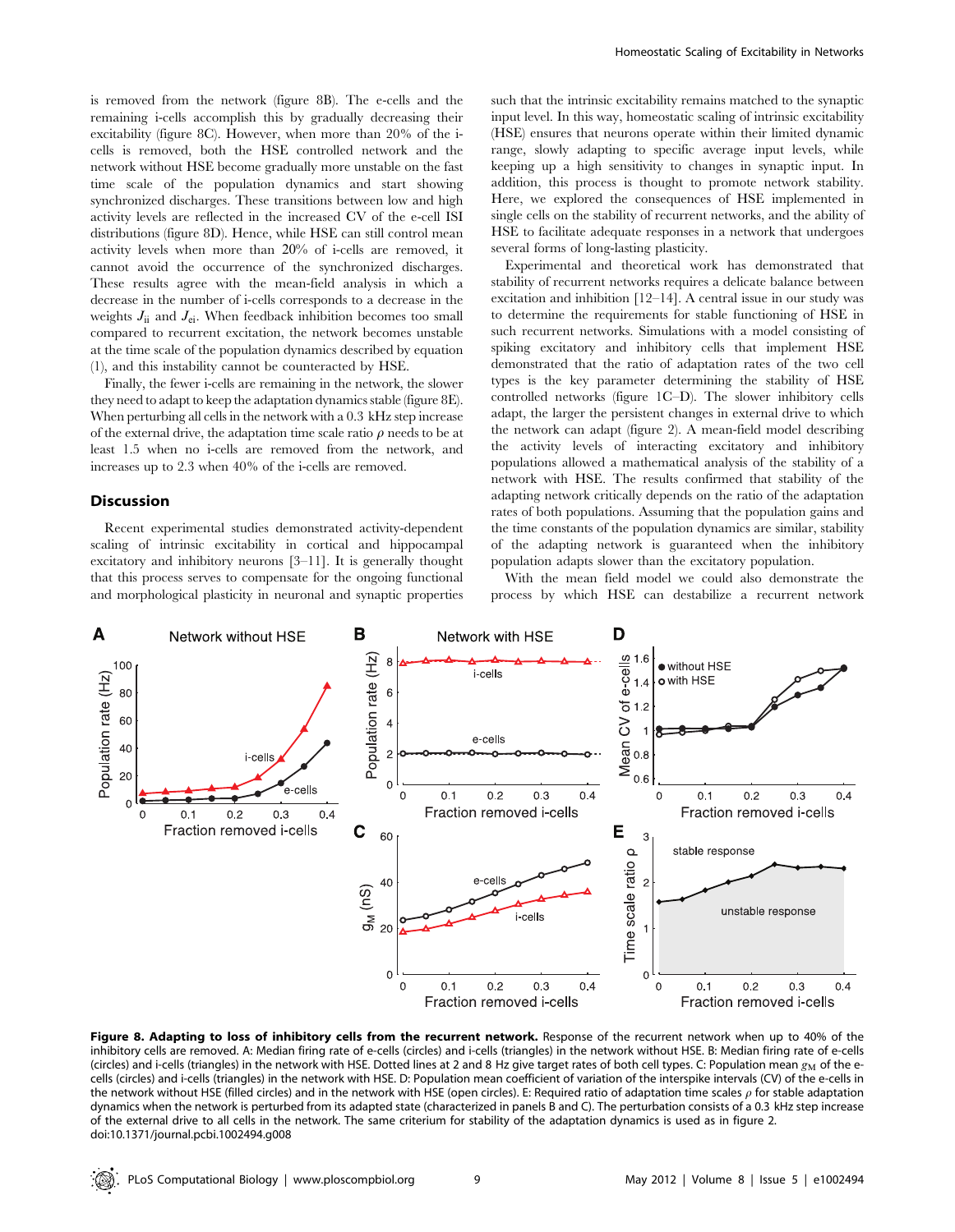is removed from the network (figure 8B). The e-cells and the remaining i-cells accomplish this by gradually decreasing their excitability (figure 8C). However, when more than 20% of the i-cells is removed, both the HSE controlled network and the network without HSE become gradually more unstable on the fast time scale of the population dynamics and start showing synchronized discharges. These transitions between low and high activity levels are reflected in the increased CV of the e-cell ISI distributions (figure 8D). Hence, while HSE can still control mean activity levels when more than 20% of i-cells are removed, it cannot avoid the occurrence of the synchronized discharges. These results agree with the mean-field analysis in which a decrease in the number of i-cells corresponds to a decrease in the weights $J_{ii}$ and $J_{ei}$. When feedback inhibition becomes too small compared to recurrent excitation, the network becomes unstable at the time scale of the population dynamics described by equation (1), and this instability cannot be counteracted by HSE.

Finally, the fewer i-cells are remaining in the network, the slower they need to adapt to keep the adaptation dynamics stable (figure 8E). When perturbing all cells in the network with a 0.3 kHz step increase of the external drive, the adaptation time scale ratio $\rho$ needs to be at least 1.5 when no i-cells are removed from the network, and increases up to 2.3 when 40% of the i-cells are removed.

## Discussion

Recent experimental studies demonstrated activity-dependent scaling of intrinsic excitability in cortical and hippocampal excitatory and inhibitory neurons [3–11]. It is generally thought that this process serves to compensate for the ongoing functional and morphological plasticity in neuronal and synaptic properties such that the intrinsic excitability remains matched to the synaptic input level. In this way, homeostatic scaling of intrinsic excitability (HSE) ensures that neurons operate within their limited dynamic range, slowly adapting to specific average input levels, while keeping up a high sensitivity to changes in synaptic input. In addition, this process is thought to promote network stability. Here, we explored the consequences of HSE implemented in single cells on the stability of recurrent networks, and the ability of HSE to facilitate adequate responses in a network that undergoes several forms of long-lasting plasticity.

Experimental and theoretical work has demonstrated that stability of recurrent networks requires a delicate balance between excitation and inhibition [12–14]. A central issue in our study was to determine the requirements for stable functioning of HSE in such recurrent networks. Simulations with a model consisting of spiking excitatory and inhibitory cells that implement HSE demonstrated that the ratio of adaptation rates of the two cell types is the key parameter determining the stability of HSE controlled networks (figure 1C–D). The slower inhibitory cells adapt, the larger the persistent changes in external drive to which the network can adapt (figure 2). A mean-field model describing the activity levels of interacting excitatory and inhibitory populations allowed a mathematical analysis of the stability of a network with HSE. The results confirmed that stability of the adapting network critically depends on the ratio of the adaptation rates of both populations. Assuming that the population gains and the time constants of the population dynamics are similar, stability of the adapting network is guaranteed when the inhibitory population adapts slower than the excitatory population.

With the mean field model we could also demonstrate the process by which HSE can destabilize a recurrent network

**Figure 8. Adapting to loss of inhibitory cells from the recurrent network.** Response of the recurrent network when up to 40% of the inhibitory cells are removed. A: Median firing rate of e-cells (circles) and i-cells (triangles) in the network without HSE. B: Median firing rate of e-cells (circles) and i-cells (triangles) in the network with HSE. Dotted lines at 2 and 8 Hz give target rates of both cell types. C: Population mean $g_M$ of the e-cells (circles) and i-cells (triangles) in the network with HSE. D: Population mean coefficient of variation of the interspike intervals (CV) of the e-cells in the network without HSE (filled circles) and in the network with HSE (open circles). E: Required ratio of adaptation time scales $\rho$ for stable adaptation dynamics when the network is perturbed from its adapted state (characterized in panels B and C). The perturbation consists of a 0.3 kHz step increase of the external drive to all cells in the network. The same criterium for stability of the adaptation dynamics is used as in figure 2.
doi:10.1371/journal.pcbi.1002494.g008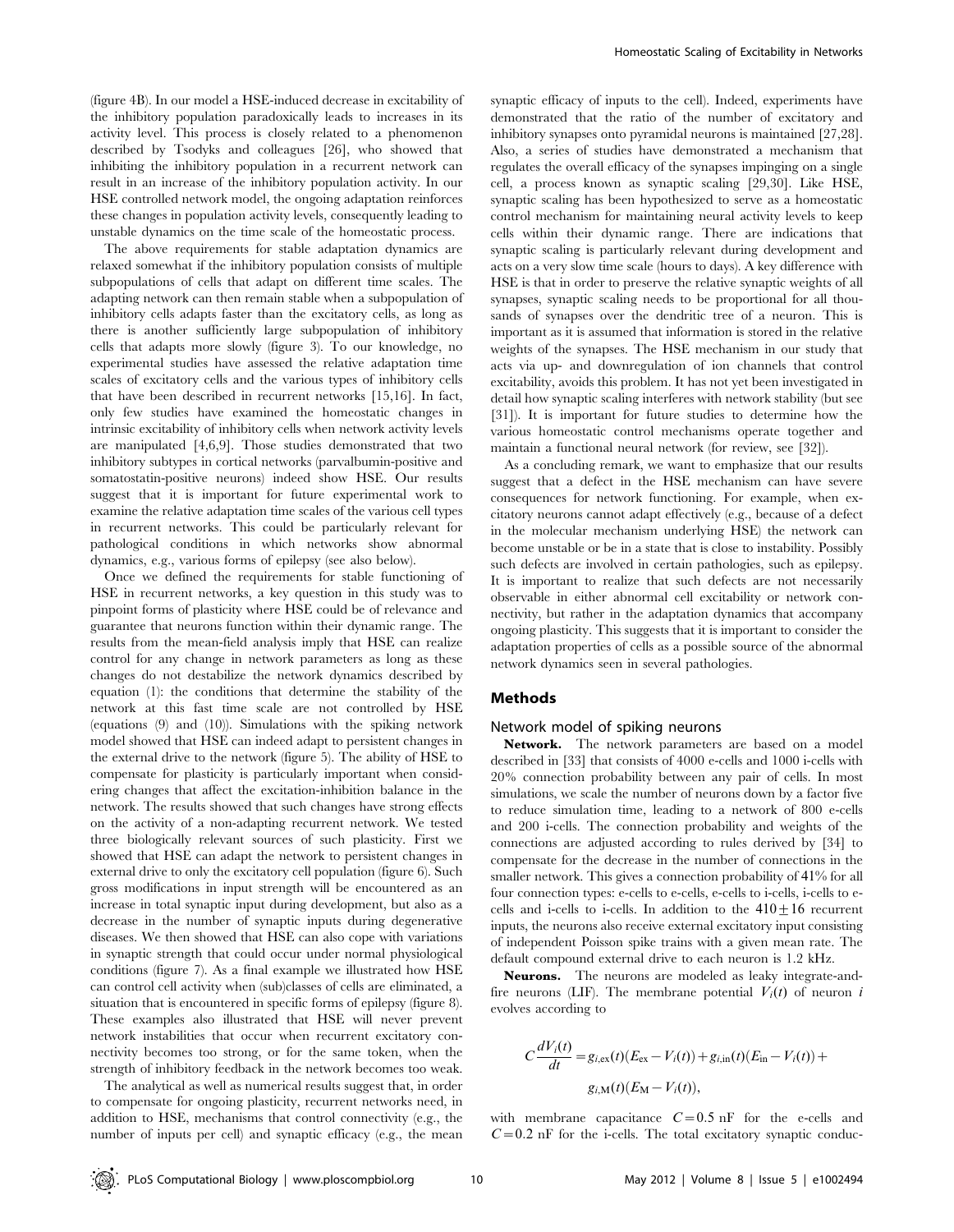(figure 4B). In our model a HSE-induced decrease in excitability of the inhibitory population paradoxically leads to increases in its activity level. This process is closely related to a phenomenon described by Tsodyks and colleagues [26], who showed that inhibiting the inhibitory population in a recurrent network can result in an increase of the inhibitory population activity. In our HSE controlled network model, the ongoing adaptation reinforces these changes in population activity levels, consequently leading to unstable dynamics on the time scale of the homeostatic process.

The above requirements for stable adaptation dynamics are relaxed somewhat if the inhibitory population consists of multiple subpopulations of cells that adapt on different time scales. The adapting network can then remain stable when a subpopulation of inhibitory cells adapts faster than the excitatory cells, as long as there is another sufficiently large subpopulation of inhibitory cells that adapts more slowly (figure 3). To our knowledge, no experimental studies have assessed the relative adaptation time scales of excitatory cells and the various types of inhibitory cells that have been described in recurrent networks [15,16]. In fact, only few studies have examined the homeostatic changes in intrinsic excitability of inhibitory cells when network activity levels are manipulated [4,6,9]. Those studies demonstrated that two inhibitory subtypes in cortical networks (parvalbumin-positive and somatostatin-positive neurons) indeed show HSE. Our results suggest that it is important for future experimental work to examine the relative adaptation time scales of the various cell types in recurrent networks. This could be particularly relevant for pathological conditions in which networks show abnormal dynamics, e.g., various forms of epilepsy (see also below).

Once we defined the requirements for stable functioning of HSE in recurrent networks, a key question in this study was to pinpoint forms of plasticity where HSE could be of relevance and guarantee that neurons function within their dynamic range. The results from the mean-field analysis imply that HSE can realize control for any change in network parameters as long as these changes do not destabilize the network dynamics described by equation (1): the conditions that determine the stability of the network at this fast time scale are not controlled by HSE (equations (9) and (10)). Simulations with the spiking network model showed that HSE can indeed adapt to persistent changes in the external drive to the network (figure 5). The ability of HSE to compensate for plasticity is particularly important when considering changes that affect the excitation-inhibition balance in the network. The results showed that such changes have strong effects on the activity of a non-adapting recurrent network. We tested three biologically relevant sources of such plasticity. First we showed that HSE can adapt the network to persistent changes in external drive to only the excitatory cell population (figure 6). Such gross modifications in input strength will be encountered as an increase in total synaptic input during development, but also as a decrease in the number of synaptic inputs during degenerative diseases. We then showed that HSE can also cope with variations in synaptic strength that could occur under normal physiological conditions (figure 7). As a final example we illustrated how HSE can control cell activity when (sub)classes of cells are eliminated, a situation that is encountered in specific forms of epilepsy (figure 8). These examples also illustrated that HSE will never prevent network instabilities that occur when recurrent excitatory connectivity becomes too strong, or for the same token, when the strength of inhibitory feedback in the network becomes too weak.

The analytical as well as numerical results suggest that, in order to compensate for ongoing plasticity, recurrent networks need, in addition to HSE, mechanisms that control connectivity (e.g., the number of inputs per cell) and synaptic efficacy (e.g., the mean synaptic efficacy of inputs to the cell). Indeed, experiments have demonstrated that the ratio of the number of excitatory and inhibitory synapses onto pyramidal neurons is maintained [27,28]. Also, a series of studies have demonstrated a mechanism that regulates the overall efficacy of the synapses impinging on a single cell, a process known as synaptic scaling [29,30]. Like HSE, synaptic scaling has been hypothesized to serve as a homeostatic control mechanism for maintaining neural activity levels to keep cells within their dynamic range. There are indications that synaptic scaling is particularly relevant during development and acts on a very slow time scale (hours to days). A key difference with HSE is that in order to preserve the relative synaptic weights of all synapses, synaptic scaling needs to be proportional for all thousands of synapses over the dendritic tree of a neuron. This is important as it is assumed that information is stored in the relative weights of the synapses. The HSE mechanism in our study that acts via up- and downregulation of ion channels that control excitability, avoids this problem. It has not yet been investigated in detail how synaptic scaling interferes with network stability (but see [31]). It is important for future studies to determine how the various homeostatic control mechanisms operate together and maintain a functional neural network (for review, see [32]).

As a concluding remark, we want to emphasize that our results suggest that a defect in the HSE mechanism can have severe consequences for network functioning. For example, when excitatory neurons cannot adapt effectively (e.g., because of a defect in the molecular mechanism underlying HSE) the network can become unstable or be in a state that is close to instability. Possibly such defects are involved in certain pathologies, such as epilepsy. It is important to realize that such defects are not necessarily observable in either abnormal cell excitability or network connectivity, but rather in the adaptation dynamics that accompany ongoing plasticity. This suggests that it is important to consider the adaptation properties of cells as a possible source of the abnormal network dynamics seen in several pathologies.

## Methods

### Network model of spiking neurons

**Network.** The network parameters are based on a model described in [33] that consists of 4000 e-cells and 1000 i-cells with 20% connection probability between any pair of cells. In most simulations, we scale the number of neurons down by a factor five to reduce simulation time, leading to a network of 800 e-cells and 200 i-cells. The connection probability and weights of the connections are adjusted according to rules derived by [34] to compensate for the decrease in the number of connections in the smaller network. This gives a connection probability of 41% for all four connection types: e-cells to e-cells, e-cells to i-cells, i-cells to e-cells and i-cells to i-cells. In addition to the $410 \pm 16$ recurrent inputs, the neurons also receive external excitatory input consisting of independent Poisson spike trains with a given mean rate. The default compound external drive to each neuron is 1.2 kHz.

**Neurons.** The neurons are modeled as leaky integrate-and-fire neurons (LIF). The membrane potential $V_i(t)$ of neuron $i$ evolves according to

$$C\frac{dV_i(t)}{dt} = g_{i,\mathrm{ex}}(t)(E_{\mathrm{ex}} - V_i(t)) + g_{i,\mathrm{in}}(t)(E_{\mathrm{in}} - V_i(t)) + g_{i,\mathrm{M}}(t)(E_{\mathrm{M}} - V_i(t)),$$

with membrane capacitance $C = 0.5$ nF for the e-cells and $C = 0.2$ nF for the i-cells. The total excitatory synaptic conduc-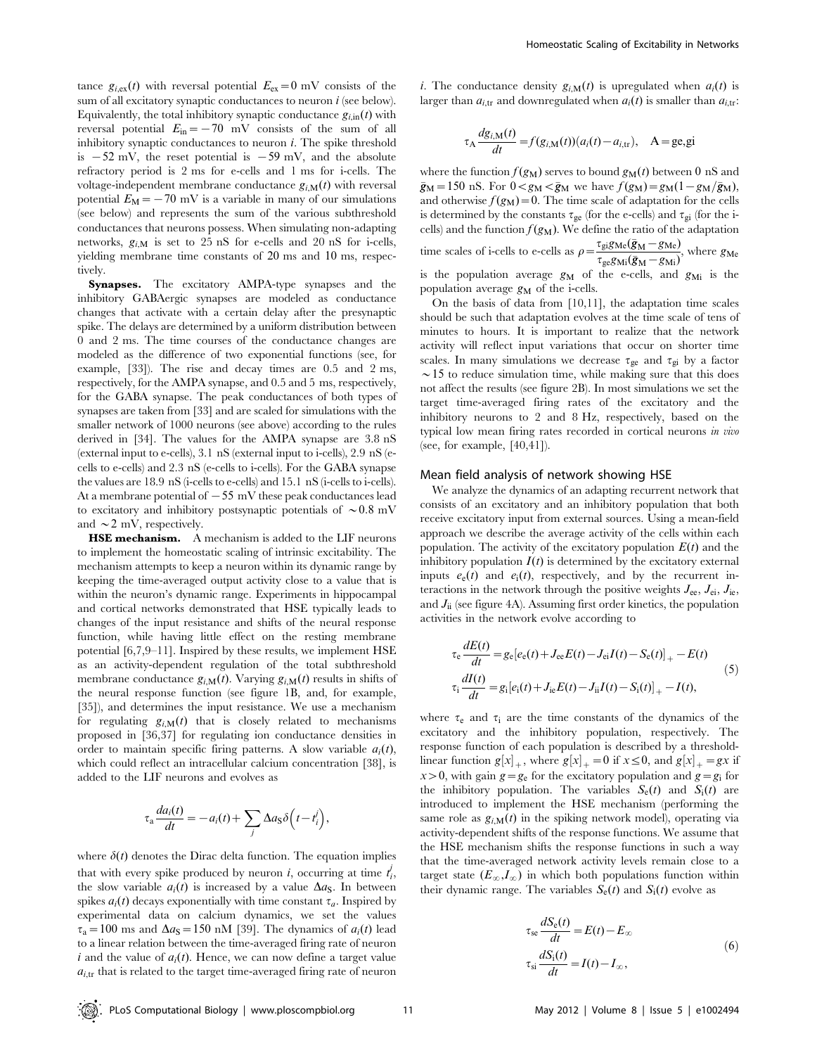tance $g_{i,\text{ex}}(t)$ with reversal potential $E_{\text{ex}} = 0$ mV consists of the sum of all excitatory synaptic conductances to neuron $i$ (see below). Equivalently, the total inhibitory synaptic conductance $g_{i,\text{in}}(t)$ with reversal potential $E_{\text{in}} = -70$ mV consists of the sum of all inhibitory synaptic conductances to neuron $i$. The spike threshold is $-52$ mV, the reset potential is $-59$ mV, and the absolute refractory period is 2 ms for e-cells and 1 ms for i-cells. The voltage-independent membrane conductance $g_{i,\text{M}}(t)$ with reversal potential $E_{\text{M}} = -70$ mV is a variable in many of our simulations (see below) and represents the sum of the various subthreshold conductances that neurons possess. When simulating non-adapting networks, $g_{i,\text{M}}$ is set to 25 nS for e-cells and 20 nS for i-cells, yielding membrane time constants of 20 ms and 10 ms, respectively.

**Synapses.** The excitatory AMPA-type synapses and the inhibitory GABAergic synapses are modeled as conductance changes that activate with a certain delay after the presynaptic spike. The delays are determined by a uniform distribution between 0 and 2 ms. The time courses of the conductance changes are modeled as the difference of two exponential functions (see, for example, [33]). The rise and decay times are 0.5 and 2 ms, respectively, for the AMPA synapse, and 0.5 and 5 ms, respectively, for the GABA synapse. The peak conductances of both types of synapses are taken from [33] and are scaled for simulations with the smaller network of 1000 neurons (see above) according to the rules derived in [34]. The values for the AMPA synapse are 3.8 nS (external input to e-cells), 3.1 nS (external input to i-cells), 2.9 nS (e-cells to e-cells) and 2.3 nS (e-cells to i-cells). For the GABA synapse the values are 18.9 nS (i-cells to e-cells) and 15.1 nS (i-cells to i-cells). At a membrane potential of $-55$ mV these peak conductances lead to excitatory and inhibitory postsynaptic potentials of $\sim 0.8$ mV and $\sim 2$ mV, respectively.

**HSE mechanism.** A mechanism is added to the LIF neurons to implement the homeostatic scaling of intrinsic excitability. The mechanism attempts to keep a neuron within its dynamic range by keeping the time-averaged output activity close to a value that is within the neuron's dynamic range. Experiments in hippocampal and cortical networks demonstrated that HSE typically leads to changes of the input resistance and shifts of the neural response function, while having little effect on the resting membrane potential [6,7,9–11]. Inspired by these results, we implement HSE as an activity-dependent regulation of the total subthreshold membrane conductance $g_{i,\text{M}}(t)$. Varying $g_{i,\text{M}}(t)$ results in shifts of the neural response function (see figure 1B, and, for example, [35]), and determines the input resistance. We use a mechanism for regulating $g_{i,\text{M}}(t)$ that is closely related to mechanisms proposed in [36,37] for regulating ion conductance densities in order to maintain specific firing patterns. A slow variable $a_i(t)$, which could reflect an intracellular calcium concentration [38], is added to the LIF neurons and evolves as

$$\tau_{\text{a}} \frac{da_i(t)}{dt} = -a_i(t) + \sum_j \Delta a_{\text{S}} \delta\left(t - t_i^j\right),$$

where $\delta(t)$ denotes the Dirac delta function. The equation implies that with every spike produced by neuron $i$, occurring at time $t_i^j$, the slow variable $a_i(t)$ is increased by a value $\Delta a_{\text{S}}$. In between spikes $a_i(t)$ decays exponentially with time constant $\tau_a$. Inspired by experimental data on calcium dynamics, we set the values $\tau_{\text{a}} = 100$ ms and $\Delta a_{\text{S}} = 150$ nM [39]. The dynamics of $a_i(t)$ lead to a linear relation between the time-averaged firing rate of neuron $i$ and the value of $a_i(t)$. Hence, we can now define a target value $a_{i,\text{tr}}$ that is related to the target time-averaged firing rate of neuron $i$. The conductance density $g_{i,\text{M}}(t)$ is upregulated when $a_i(t)$ is larger than $a_{i,\text{tr}}$ and downregulated when $a_i(t)$ is smaller than $a_{i,\text{tr}}$:

$$\tau_{\text{A}} \frac{dg_{i,\text{M}}(t)}{dt} = f(g_{i,\text{M}}(t))(a_i(t) - a_{i,\text{tr}}), \quad \text{A} = \text{ge,gi}$$

where the function $f(g_{\text{M}})$ serves to bound $g_{\text{M}}(t)$ between 0 nS and $\bar{g}_{\text{M}} = 150$ nS. For $0 < g_{\text{M}} < \bar{g}_{\text{M}}$ we have $f(g_{\text{M}}) = g_{\text{M}}(1 - g_{\text{M}}/\bar{g}_{\text{M}})$, and otherwise $f(g_{\text{M}}) = 0$. The time scale of adaptation for the cells is determined by the constants $\tau_{\text{ge}}$ (for the e-cells) and $\tau_{\text{gi}}$ (for the i-cells) and the function $f(g_{\text{M}})$. We define the ratio of the adaptation time scales of i-cells to e-cells as $\rho = \frac{\tau_{\text{gi}} g_{\text{Me}}(\bar{g}_{\text{M}} - g_{\text{Me}})}{\tau_{\text{ge}} g_{\text{Mi}}(\bar{g}_{\text{M}} - g_{\text{Mi}})}$, where $g_{\text{Me}}$ is the population average $g_{\text{M}}$ of the e-cells, and $g_{\text{Mi}}$ is the population average $g_{\text{M}}$ of the i-cells.

On the basis of data from [10,11], the adaptation time scales should be such that adaptation evolves at the time scale of tens of minutes to hours. It is important to realize that the network activity will reflect input variations that occur on shorter time scales. In many simulations we decrease $\tau_{\text{ge}}$ and $\tau_{\text{gi}}$ by a factor $\sim 15$ to reduce simulation time, while making sure that this does not affect the results (see figure 2B). In most simulations we set the target time-averaged firing rates of the excitatory and the inhibitory neurons to 2 and 8 Hz, respectively, based on the typical low mean firing rates recorded in cortical neurons *in vivo* (see, for example, [40,41]).

## Mean field analysis of network showing HSE

We analyze the dynamics of an adapting recurrent network that consists of an excitatory and an inhibitory population that both receive excitatory input from external sources. Using a mean-field approach we describe the average activity of the cells within each population. The activity of the excitatory population $E(t)$ and the inhibitory population $I(t)$ is determined by the excitatory external inputs $e_{\text{e}}(t)$ and $e_{\text{i}}(t)$, respectively, and by the recurrent interactions in the network through the positive weights $J_{\text{ee}}$, $J_{\text{ei}}$, $J_{\text{ie}}$, and $J_{\text{ii}}$ (see figure 4A). Assuming first order kinetics, the population activities in the network evolve according to

$$\begin{aligned} \tau_{\text{e}} \frac{dE(t)}{dt} &= g_{\text{e}}[e_{\text{e}}(t) + J_{\text{ee}}E(t) - J_{\text{ei}}I(t) - S_{\text{e}}(t)]_+ - E(t) \\ \tau_{\text{i}} \frac{dI(t)}{dt} &= g_{\text{i}}[e_{\text{i}}(t) + J_{\text{ie}}E(t) - J_{\text{ii}}I(t) - S_{\text{i}}(t)]_+ - I(t), \end{aligned} \tag{5}$$

where $\tau_{\text{e}}$ and $\tau_{\text{i}}$ are the time constants of the dynamics of the excitatory and the inhibitory population, respectively. The response function of each population is described by a threshold-linear function $g[x]_+$, where $g[x]_+ = 0$ if $x \leq 0$, and $g[x]_+ = gx$ if $x > 0$, with gain $g = g_{\text{e}}$ for the excitatory population and $g = g_{\text{i}}$ for the inhibitory population. The variables $S_{\text{e}}(t)$ and $S_{\text{i}}(t)$ are introduced to implement the HSE mechanism (performing the same role as $g_{i,\text{M}}(t)$ in the spiking network model), operating via activity-dependent shifts of the response functions. We assume that the HSE mechanism shifts the response functions in such a way that the time-averaged network activity levels remain close to a target state $(E_\infty, I_\infty)$ in which both populations function within their dynamic range. The variables $S_{\text{e}}(t)$ and $S_{\text{i}}(t)$ evolve as

$$\begin{aligned} \tau_{\text{se}} \frac{dS_{\text{e}}(t)}{dt} &= E(t) - E_\infty \\ \tau_{\text{si}} \frac{dS_{\text{i}}(t)}{dt} &= I(t) - I_\infty, \end{aligned} \tag{6}$$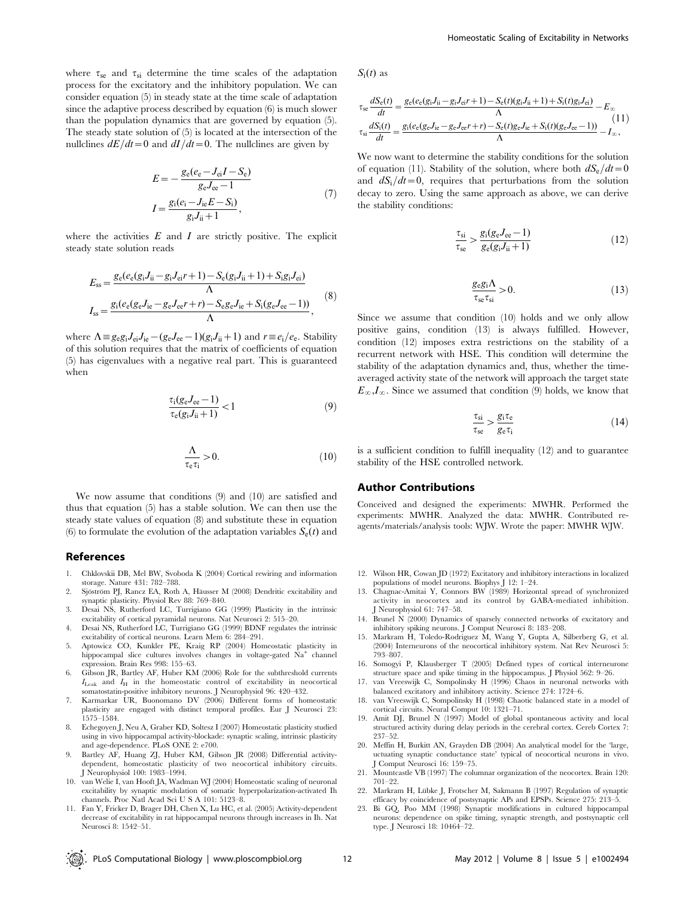where $\tau_{se}$ and $\tau_{si}$ determine the time scales of the adaptation process for the excitatory and the inhibitory population. We can consider equation (5) in steady state at the time scale of adaptation since the adaptive process described by equation (6) is much slower than the population dynamics that are governed by equation (5). The steady state solution of (5) is located at the intersection of the nullclines $dE/dt = 0$ and $dI/dt = 0$. The nullclines are given by

$$
\begin{aligned}
E &= -\frac{g_e(e_e - J_{ei}I - S_e)}{g_e J_{ee} - 1} \\
I &= \frac{g_i(e_i - J_{ie}E - S_i)}{g_i J_{ii} + 1},
\end{aligned} \tag{7}
$$

where the activities $E$ and $I$ are strictly positive. The explicit steady state solution reads

$$
\begin{aligned}
E_{ss} &= \frac{g_e(e_e(g_i J_{ii} - g_i J_{ei} r + 1) - S_e(g_i J_{ii} + 1) + S_i g_i J_{ei})}{\Lambda} \\
I_{ss} &= \frac{g_i(e_e(g_e J_{ie} - g_e J_{ee} r + r) - S_e g_e J_{ie} + S_i(g_e J_{ee} - 1))}{\Lambda},
\end{aligned} \tag{8}
$$

where $\Lambda \equiv g_e g_i J_{ei} J_{ie} - (g_e J_{ee} - 1)(g_i J_{ii} + 1)$ and $r \equiv e_i / e_e$. Stability of this solution requires that the matrix of coefficients of equation (5) has eigenvalues with a negative real part. This is guaranteed when

$$
\frac{\tau_i(g_e J_{ee} - 1)}{\tau_e(g_i J_{ii} + 1)} < 1 \tag{9}
$$

$$
\frac{\Lambda}{\tau_e \tau_i} > 0. \tag{10}
$$

We now assume that conditions (9) and (10) are satisfied and thus that equation (5) has a stable solution. We can then use the steady state values of equation (8) and substitute these in equation (6) to formulate the evolution of the adaptation variables $S_e(t)$ and $S_i(t)$ as

$$
\begin{aligned}
\tau_{se}\frac{dS_e(t)}{dt} &= \frac{g_e(e_e(g_i J_{ii} - g_i J_{ei} r + 1) - S_e(t)(g_i J_{ii} + 1) + S_i(t) g_i J_{ei})}{\Lambda} - E_\infty \\
\tau_{si}\frac{dS_i(t)}{dt} &= \frac{g_i(e_e(g_e J_{ie} - g_e J_{ee} r + r) - S_e(t) g_e J_{ie} + S_i(t)(g_e J_{ee} - 1))}{\Lambda} - I_\infty,
\end{aligned} \tag{11}
$$

We now want to determine the stability conditions for the solution of equation (11). Stability of the solution, where both $dS_e/dt = 0$ and $dS_i/dt = 0$, requires that perturbations from the solution decay to zero. Using the same approach as above, we can derive the stability conditions:

$$
\frac{\tau_{si}}{\tau_{se}} > \frac{g_i(g_e J_{ee} - 1)}{g_e(g_i J_{ii} + 1)} \tag{12}
$$

$$
\frac{g_e g_i \Lambda}{\tau_{se} \tau_{si}} > 0. \tag{13}
$$

Since we assume that condition (10) holds and we only allow positive gains, condition (13) is always fulfilled. However, condition (12) imposes extra restrictions on the stability of a recurrent network with HSE. This condition will determine the stability of the adaptation dynamics and, thus, whether the time-averaged activity state of the network will approach the target state $E_\infty, I_\infty$. Since we assumed that condition (9) holds, we know that

$$
\frac{\tau_{si}}{\tau_{se}} > \frac{g_i \tau_e}{g_e \tau_i} \tag{14}
$$

is a sufficient condition to fulfill inequality (12) and to guarantee stability of the HSE controlled network.

## Author Contributions

Conceived and designed the experiments: MWHR. Performed the experiments: MWHR. Analyzed the data: MWHR. Contributed reagents/materials/analysis tools: WJW. Wrote the paper: MWHR WJW.

## References

1. Chklovskii DB, Mel BW, Svoboda K (2004) Cortical rewiring and information storage. Nature 431: 782–788.
2. Sjöström PJ, Rancz EA, Roth A, Häusser M (2008) Dendritic excitability and synaptic plasticity. Physiol Rev 88: 769–840.
3. Desai NS, Rutherford LC, Turrigiano GG (1999) Plasticity in the intrinsic excitability of cortical pyramidal neurons. Nat Neurosci 2: 515–20.
4. Desai NS, Rutherford LC, Turrigiano GG (1999) BDNF regulates the intrinsic excitability of cortical neurons. Learn Mem 6: 284–291.
5. Aptowicz CO, Kunkler PE, Kraig RP (2004) Homeostatic plasticity in hippocampal slice cultures involves changes in voltage-gated $Na^+$ channel expression. Brain Res 998: 155–63.
6. Gibson JR, Bartley AF, Huber KM (2006) Role for the subthreshold currents $I_{Leak}$ and $I_H$ in the homeostatic control of excitability in neocortical somatostatin-positive inhibitory neurons. J Neurophysiol 96: 420–432.
7. Karmarkar UR, Buonomano DV (2006) Different forms of homeostatic plasticity are engaged with distinct temporal profiles. Eur J Neurosci 23: 1575–1584.
8. Echegoyen J, Neu A, Graber KD, Soltesz I (2007) Homeostatic plasticity studied using in vivo hippocampal activity-blockade: synaptic scaling, intrinsic plasticity and age-dependence. PLoS ONE 2: e700.
9. Bartley AF, Huang ZJ, Huber KM, Gibson JR (2008) Differential activity-dependent, homeostatic plasticity of two neocortical inhibitory circuits. J Neurophysiol 100: 1983–1994.
10. van Welie I, van Hooft JA, Wadman WJ (2004) Homeostatic scaling of neuronal excitability by synaptic modulation of somatic hyperpolarization-activated Ih channels. Proc Natl Acad Sci U S A 101: 5123–8.
11. Fan Y, Fricker D, Brager DH, Chen X, Lu HC, et al. (2005) Activity-dependent decrease of excitability in rat hippocampal neurons through increases in Ih. Nat Neurosci 8: 1542–51.
12. Wilson HR, Cowan JD (1972) Excitatory and inhibitory interactions in localized populations of model neurons. Biophys J 12: 1–24.
13. Chagnac-Amitai Y, Connors BW (1989) Horizontal spread of synchronized activity in neocortex and its control by GABA-mediated inhibition. J Neurophysiol 61: 747–58.
14. Brunel N (2000) Dynamics of sparsely connected networks of excitatory and inhibitory spiking neurons. J Comput Neurosci 8: 183–208.
15. Markram H, Toledo-Rodriguez M, Wang Y, Gupta A, Silberberg G, et al. (2004) Interneurons of the neocortical inhibitory system. Nat Rev Neurosci 5: 793–807.
16. Somogyi P, Klausberger T (2005) Defined types of cortical interneurone structure space and spike timing in the hippocampus. J Physiol 562: 9–26.
17. van Vreeswijk C, Sompolinsky H (1996) Chaos in neuronal networks with balanced excitatory and inhibitory activity. Science 274: 1724–6.
18. van Vreeswijk C, Sompolinsky H (1998) Chaotic balanced state in a model of cortical circuits. Neural Comput 10: 1321–71.
19. Amit DJ, Brunel N (1997) Model of global spontaneous activity and local structured activity during delay periods in the cerebral cortex. Cereb Cortex 7: 237–52.
20. Meffin H, Burkitt AN, Grayden DB (2004) An analytical model for the 'large, fluctuating synaptic conductance state' typical of neocortical neurons in vivo. J Comput Neurosci 16: 159–75.
21. Mountcastle VB (1997) The columnar organization of the neocortex. Brain 120: 701–22.
22. Markram H, Lübke J, Frotscher M, Sakmann B (1997) Regulation of synaptic efficacy by coincidence of postsynaptic APs and EPSPs. Science 275: 213–5.
23. Bi GQ, Poo MM (1998) Synaptic modifications in cultured hippocampal neurons: dependence on spike timing, synaptic strength, and postsynaptic cell type. J Neurosci 18: 10464–72.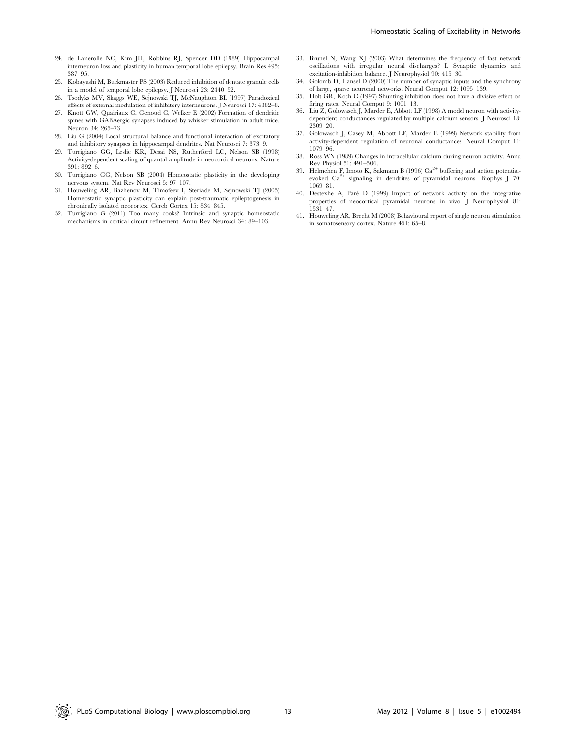24. de Lanerolle NC, Kim JH, Robbins RJ, Spencer DD (1989) Hippocampal interneuron loss and plasticity in human temporal lobe epilepsy. Brain Res 495: 387–95.
25. Kobayashi M, Buckmaster PS (2003) Reduced inhibition of dentate granule cells in a model of temporal lobe epilepsy. J Neurosci 23: 2440–52.
26. Tsodyks MV, Skaggs WE, Sejnowski TJ, McNaughton BL (1997) Paradoxical effects of external modulation of inhibitory interneurons. J Neurosci 17: 4382–8.
27. Knott GW, Quairiaux C, Genoud C, Welker E (2002) Formation of dendritic spines with GABAergic synapses induced by whisker stimulation in adult mice. Neuron 34: 265–73.
28. Liu G (2004) Local structural balance and functional interaction of excitatory and inhibitory synapses in hippocampal dendrites. Nat Neurosci 7: 373–9.
29. Turrigiano GG, Leslie KR, Desai NS, Rutherford LC, Nelson SB (1998) Activity-dependent scaling of quantal amplitude in neocortical neurons. Nature 391: 892–6.
30. Turrigiano GG, Nelson SB (2004) Homeostatic plasticity in the developing nervous system. Nat Rev Neurosci 5: 97–107.
31. Houweling AR, Bazhenov M, Timofeev I, Steriade M, Sejnowski TJ (2005) Homeostatic synaptic plasticity can explain post-traumatic epileptogenesis in chronically isolated neocortex. Cereb Cortex 15: 834–845.
32. Turrigiano G (2011) Too many cooks? Intrinsic and synaptic homeostatic mechanisms in cortical circuit refinement. Annu Rev Neurosci 34: 89–103.
33. Brunel N, Wang XJ (2003) What determines the frequency of fast network oscillations with irregular neural discharges? I. Synaptic dynamics and excitation-inhibition balance. J Neurophysiol 90: 415–30.
34. Golomb D, Hansel D (2000) The number of synaptic inputs and the synchrony of large, sparse neuronal networks. Neural Comput 12: 1095–139.
35. Holt GR, Koch C (1997) Shunting inhibition does not have a divisive effect on firing rates. Neural Comput 9: 1001–13.
36. Liu Z, Golowasch J, Marder E, Abbott LF (1998) A model neuron with activity-dependent conductances regulated by multiple calcium sensors. J Neurosci 18: 2309–20.
37. Golowasch J, Casey M, Abbott LF, Marder E (1999) Network stability from activity-dependent regulation of neuronal conductances. Neural Comput 11: 1079–96.
38. Ross WN (1989) Changes in intracellular calcium during neuron activity. Annu Rev Physiol 51: 491–506.
39. Helmchen F, Imoto K, Sakmann B (1996) $Ca^{2+}$ buffering and action potential-evoked $Ca^{2+}$ signaling in dendrites of pyramidal neurons. Biophys J 70: 1069–81.
40. Destexhe A, Paré D (1999) Impact of network activity on the integrative properties of neocortical pyramidal neurons in vivo. J Neurophysiol 81: 1531–47.
41. Houweling AR, Brecht M (2008) Behavioural report of single neuron stimulation in somatosensory cortex. Nature 451: 65–8.